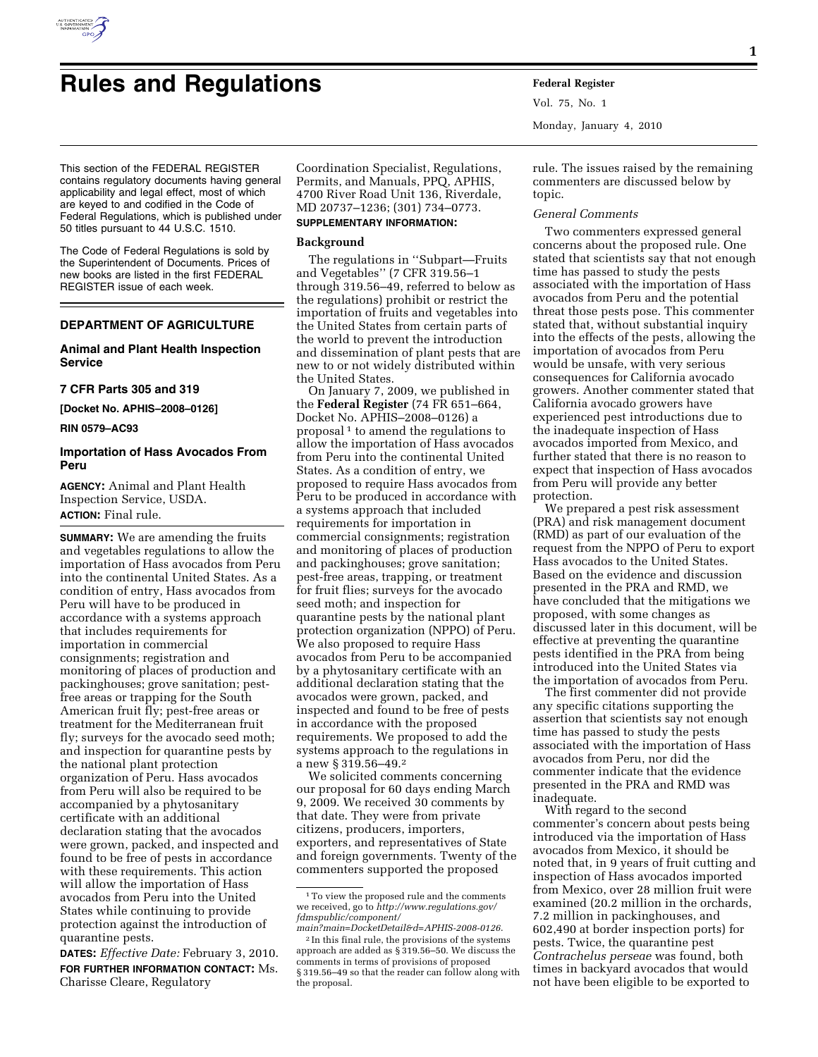# Rules and Regulations

This section of the FEDERAL REGISTER contains regulatory documents having general applicability and legal effect, most of which are keyed to and codified in the Code of Federal Regulations, which is published under 50 titles pursuant to 44 U.S.C. 1510.

The Code of Federal Regulations is sold by the Superintendent of Documents. Prices of new books are listed in the first FEDERAL REGISTER issue of each week.

## DEPARTMENT OF AGRICULTURE

### Animal and Plant Health Inspection Service

### 7 CFR Parts 305 and 319

**[Docket No. APHIS–2008–0126]**

**RIN 0579–AC93**

### Importation of Hass Avocados From Peru

**AGENCY:** Animal and Plant Health Inspection Service, USDA.

**ACTION:** Final rule.

**SUMMARY:** We are amending the fruits and vegetables regulations to allow the importation of Hass avocados from Peru into the continental United States. As a condition of entry, Hass avocados from Peru will have to be produced in accordance with a systems approach that includes requirements for importation in commercial consignments; registration and monitoring of places of production and packinghouses; grove sanitation; pest-free areas or trapping for the South American fruit fly; pest-free areas or treatment for the Mediterranean fruit fly; surveys for the avocado seed moth; and inspection for quarantine pests by the national plant protection organization of Peru. Hass avocados from Peru will also be required to be accompanied by a phytosanitary certificate with an additional declaration stating that the avocados were grown, packed, and inspected and found to be free of pests in accordance with these requirements. This action will allow the importation of Hass avocados from Peru into the United States while continuing to provide protection against the introduction of quarantine pests.

**DATES:** *Effective Date:* February 3, 2010.

**FOR FURTHER INFORMATION CONTACT:** Ms. Charisse Cleare, Regulatory Coordination Specialist, Regulations, Permits, and Manuals, PPQ, APHIS, 4700 River Road Unit 136, Riverdale, MD 20737–1236; (301) 734–0773.

**SUPPLEMENTARY INFORMATION:**

## Background

The regulations in ''Subpart—Fruits and Vegetables'' (7 CFR 319.56–1 through 319.56–49, referred to below as the regulations) prohibit or restrict the importation of fruits and vegetables into the United States from certain parts of the world to prevent the introduction and dissemination of plant pests that are new to or not widely distributed within the United States.

On January 7, 2009, we published in the **Federal Register** (74 FR 651–664, Docket No. APHIS–2008–0126) a proposal[1] to amend the regulations to allow the importation of Hass avocados from Peru into the continental United States. As a condition of entry, we proposed to require Hass avocados from Peru to be produced in accordance with a systems approach that included requirements for importation in commercial consignments; registration and monitoring of places of production and packinghouses; grove sanitation; pest-free areas, trapping, or treatment for fruit flies; surveys for the avocado seed moth; and inspection for quarantine pests by the national plant protection organization (NPPO) of Peru. We also proposed to require Hass avocados from Peru to be accompanied by a phytosanitary certificate with an additional declaration stating that the avocados were grown, packed, and inspected and found to be free of pests in accordance with the proposed requirements. We proposed to add the systems approach to the regulations in a new § 319.56–49.[2]

We solicited comments concerning our proposal for 60 days ending March 9, 2009. We received 30 comments by that date. They were from private citizens, producers, importers, exporters, and representatives of State and foreign governments. Twenty of the commenters supported the proposed rule. The issues raised by the remaining commenters are discussed below by topic.

*General Comments*

Two commenters expressed general concerns about the proposed rule. One stated that scientists say that not enough time has passed to study the pests associated with the importation of Hass avocados from Peru and the potential threat those pests pose. This commenter stated that, without substantial inquiry into the effects of the pests, allowing the importation of avocados from Peru would be unsafe, with very serious consequences for California avocado growers. Another commenter stated that California avocado growers have experienced pest introductions due to the inadequate inspection of Hass avocados imported from Mexico, and further stated that there is no reason to expect that inspection of Hass avocados from Peru will provide any better protection.

We prepared a pest risk assessment (PRA) and risk management document (RMD) as part of our evaluation of the request from the NPPO of Peru to export Hass avocados to the United States. Based on the evidence and discussion presented in the PRA and RMD, we have concluded that the mitigations we proposed, with some changes as discussed later in this document, will be effective at preventing the quarantine pests identified in the PRA from being introduced into the United States via the importation of avocados from Peru.

The first commenter did not provide any specific citations supporting the assertion that scientists say not enough time has passed to study the pests associated with the importation of Hass avocados from Peru, nor did the commenter indicate that the evidence presented in the PRA and RMD was inadequate.

With regard to the second commenter's concern about pests being introduced via the importation of Hass avocados from Mexico, it should be noted that, in 9 years of fruit cutting and inspection of Hass avocados imported from Mexico, over 28 million fruit were examined (20.2 million in the orchards, 7.2 million in packinghouses, and 602,490 at border inspection ports) for pests. Twice, the quarantine pest *Contrachelus perseae* was found, both times in backyard avocados that would not have been eligible to be exported to

[1] To view the proposed rule and the comments we received, go to *http://www.regulations.gov/fdmspublic/component/main?main=DocketDetail&d=APHIS-2008-0126.*

[2] In this final rule, the provisions of the systems approach are added as § 319.56–50. We discuss the comments in terms of provisions of proposed § 319.56–49 so that the reader can follow along with the proposal.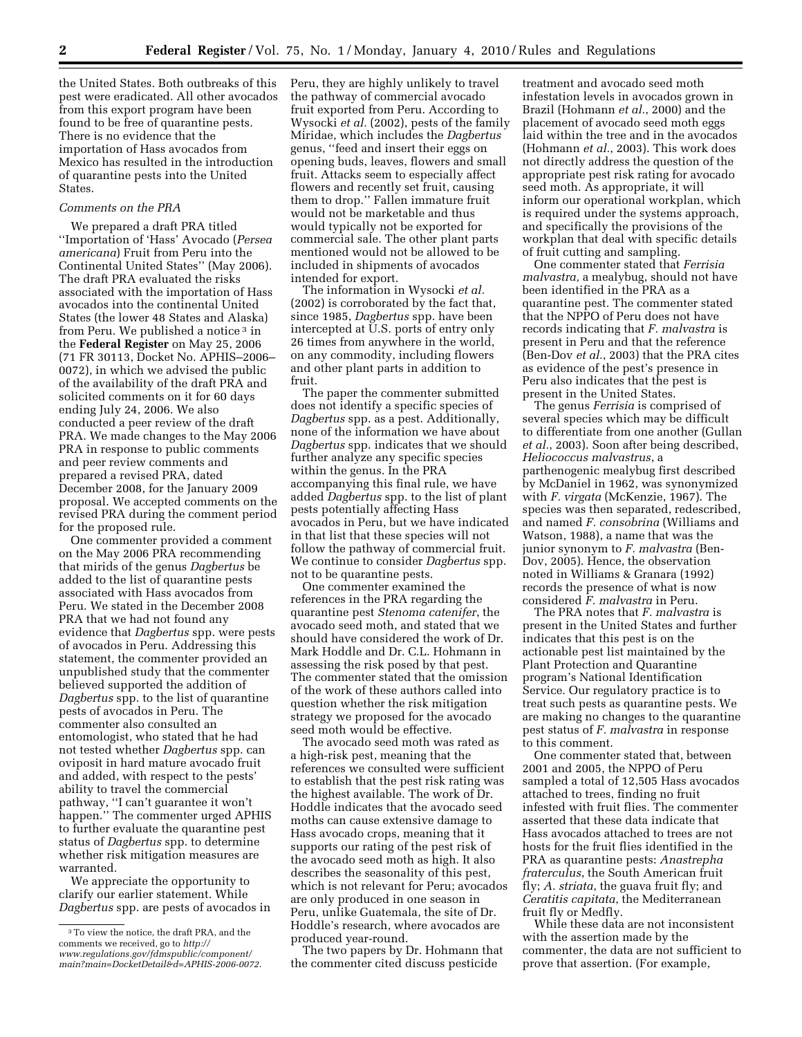the United States. Both outbreaks of this pest were eradicated. All other avocados from this export program have been found to be free of quarantine pests. There is no evidence that the importation of Hass avocados from Mexico has resulted in the introduction of quarantine pests into the United States.

*Comments on the PRA*

We prepared a draft PRA titled ''Importation of 'Hass' Avocado (*Persea americana*) Fruit from Peru into the Continental United States'' (May 2006). The draft PRA evaluated the risks associated with the importation of Hass avocados into the continental United States (the lower 48 States and Alaska) from Peru. We published a notice [3] in the **Federal Register** on May 25, 2006 (71 FR 30113, Docket No. APHIS–2006–0072), in which we advised the public of the availability of the draft PRA and solicited comments on it for 60 days ending July 24, 2006. We also conducted a peer review of the draft PRA. We made changes to the May 2006 PRA in response to public comments and peer review comments and prepared a revised PRA, dated December 2008, for the January 2009 proposal. We accepted comments on the revised PRA during the comment period for the proposed rule.

One commenter provided a comment on the May 2006 PRA recommending that mirids of the genus *Dagbertus* be added to the list of quarantine pests associated with Hass avocados from Peru. We stated in the December 2008 PRA that we had not found any evidence that *Dagbertus* spp. were pests of avocados in Peru. Addressing this statement, the commenter provided an unpublished study that the commenter believed supported the addition of *Dagbertus* spp. to the list of quarantine pests of avocados in Peru. The commenter also consulted an entomologist, who stated that he had not tested whether *Dagbertus* spp. can oviposit in hard mature avocado fruit and added, with respect to the pests' ability to travel the commercial pathway, ''I can't guarantee it won't happen.'' The commenter urged APHIS to further evaluate the quarantine pest status of *Dagbertus* spp. to determine whether risk mitigation measures are warranted.

We appreciate the opportunity to clarify our earlier statement. While *Dagbertus* spp. are pests of avocados in Peru, they are highly unlikely to travel the pathway of commercial avocado fruit exported from Peru. According to Wysocki *et al.* (2002), pests of the family Miridae, which includes the *Dagbertus* genus, ''feed and insert their eggs on opening buds, leaves, flowers and small fruit. Attacks seem to especially affect flowers and recently set fruit, causing them to drop.'' Fallen immature fruit would not be marketable and thus would typically not be exported for commercial sale. The other plant parts mentioned would not be allowed to be included in shipments of avocados intended for export.

The information in Wysocki *et al.* (2002) is corroborated by the fact that, since 1985, *Dagbertus* spp. have been intercepted at U.S. ports of entry only 26 times from anywhere in the world, on any commodity, including flowers and other plant parts in addition to fruit.

The paper the commenter submitted does not identify a specific species of *Dagbertus* spp. as a pest. Additionally, none of the information we have about *Dagbertus* spp. indicates that we should further analyze any specific species within the genus. In the PRA accompanying this final rule, we have added *Dagbertus* spp. to the list of plant pests potentially affecting Hass avocados in Peru, but we have indicated in that list that these species will not follow the pathway of commercial fruit. We continue to consider *Dagbertus* spp. not to be quarantine pests.

One commenter examined the references in the PRA regarding the quarantine pest *Stenoma catenifer*, the avocado seed moth, and stated that we should have considered the work of Dr. Mark Hoddle and Dr. C.L. Hohmann in assessing the risk posed by that pest. The commenter stated that the omission of the work of these authors called into question whether the risk mitigation strategy we proposed for the avocado seed moth would be effective.

The avocado seed moth was rated as a high-risk pest, meaning that the references we consulted were sufficient to establish that the pest risk rating was the highest available. The work of Dr. Hoddle indicates that the avocado seed moths can cause extensive damage to Hass avocado crops, meaning that it supports our rating of the pest risk of the avocado seed moth as high. It also describes the seasonality of this pest, which is not relevant for Peru; avocados are only produced in one season in Peru, unlike Guatemala, the site of Dr. Hoddle's research, where avocados are produced year-round.

The two papers by Dr. Hohmann that the commenter cited discuss pesticide treatment and avocado seed moth infestation levels in avocados grown in Brazil (Hohmann *et al.*, 2000) and the placement of avocado seed moth eggs laid within the tree and in the avocados (Hohmann *et al.*, 2003). This work does not directly address the question of the appropriate pest risk rating for avocado seed moth. As appropriate, it will inform our operational workplan, which is required under the systems approach, and specifically the provisions of the workplan that deal with specific details of fruit cutting and sampling.

One commenter stated that *Ferrisia malvastra*, a mealybug, should not have been identified in the PRA as a quarantine pest. The commenter stated that the NPPO of Peru does not have records indicating that *F. malvastra* is present in Peru and that the reference (Ben-Dov *et al.*, 2003) that the PRA cites as evidence of the pest's presence in Peru also indicates that the pest is present in the United States.

The genus *Ferrisia* is comprised of several species which may be difficult to differentiate from one another (Gullan *et al.*, 2003). Soon after being described, *Heliococcus malvastrus*, a parthenogenic mealybug first described by McDaniel in 1962, was synonymized with *F. virgata* (McKenzie, 1967). The species was then separated, redescribed, and named *F. consobrina* (Williams and Watson, 1988), a name that was the junior synonym to *F. malvastra* (Ben-Dov, 2005). Hence, the observation noted in Williams & Granara (1992) records the presence of what is now considered *F. malvastra* in Peru.

The PRA notes that *F. malvastra* is present in the United States and further indicates that this pest is on the actionable pest list maintained by the Plant Protection and Quarantine program's National Identification Service. Our regulatory practice is to treat such pests as quarantine pests. We are making no changes to the quarantine pest status of *F. malvastra* in response to this comment.

One commenter stated that, between 2001 and 2005, the NPPO of Peru sampled a total of 12,505 Hass avocados attached to trees, finding no fruit infested with fruit flies. The commenter asserted that these data indicate that Hass avocados attached to trees are not hosts for the fruit flies identified in the PRA as quarantine pests: *Anastrepha fraterculus*, the South American fruit fly; *A. striata*, the guava fruit fly; and *Ceratitis capitata*, the Mediterranean fruit fly or Medfly.

While these data are not inconsistent with the assertion made by the commenter, the data are not sufficient to prove that assertion. (For example,

[3] To view the notice, the draft PRA, and the comments we received, go to *http://www.regulations.gov/fdmspublic/component/main?main=DocketDetail&d=APHIS-2006-0072*.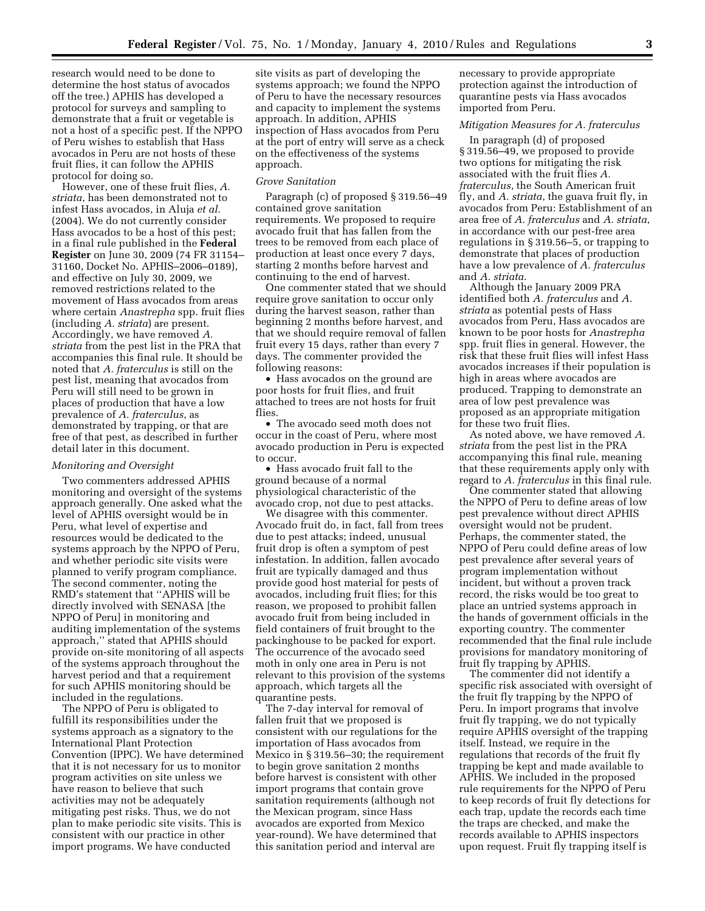research would need to be done to determine the host status of avocados off the tree.) APHIS has developed a protocol for surveys and sampling to demonstrate that a fruit or vegetable is not a host of a specific pest. If the NPPO of Peru wishes to establish that Hass avocados in Peru are not hosts of these fruit flies, it can follow the APHIS protocol for doing so.

However, one of these fruit flies, *A. striata*, has been demonstrated not to infest Hass avocados, in Aluja *et al.* (2004). We do not currently consider Hass avocados to be a host of this pest; in a final rule published in the **Federal Register** on June 30, 2009 (74 FR 31154–31160, Docket No. APHIS–2006–0189), and effective on July 30, 2009, we removed restrictions related to the movement of Hass avocados from areas where certain *Anastrepha* spp. fruit flies (including *A. striata*) are present. Accordingly, we have removed *A. striata* from the pest list in the PRA that accompanies this final rule. It should be noted that *A. fraterculus* is still on the pest list, meaning that avocados from Peru will still need to be grown in places of production that have a low prevalence of *A. fraterculus*, as demonstrated by trapping, or that are free of that pest, as described in further detail later in this document.

*Monitoring and Oversight*

Two commenters addressed APHIS monitoring and oversight of the systems approach generally. One asked what the level of APHIS oversight would be in Peru, what level of expertise and resources would be dedicated to the systems approach by the NPPO of Peru, and whether periodic site visits were planned to verify program compliance. The second commenter, noting the RMD's statement that "APHIS will be directly involved with SENASA [the NPPO of Peru] in monitoring and auditing implementation of the systems approach," stated that APHIS should provide on-site monitoring of all aspects of the systems approach throughout the harvest period and that a requirement for such APHIS monitoring should be included in the regulations.

The NPPO of Peru is obligated to fulfill its responsibilities under the systems approach as a signatory to the International Plant Protection Convention (IPPC). We have determined that it is not necessary for us to monitor program activities on site unless we have reason to believe that such activities may not be adequately mitigating pest risks. Thus, we do not plan to make periodic site visits. This is consistent with our practice in other import programs. We have conducted site visits as part of developing the systems approach; we found the NPPO of Peru to have the necessary resources and capacity to implement the systems approach. In addition, APHIS inspection of Hass avocados from Peru at the port of entry will serve as a check on the effectiveness of the systems approach.

*Grove Sanitation*

Paragraph (c) of proposed § 319.56–49 contained grove sanitation requirements. We proposed to require avocado fruit that has fallen from the trees to be removed from each place of production at least once every 7 days, starting 2 months before harvest and continuing to the end of harvest.

One commenter stated that we should require grove sanitation to occur only during the harvest season, rather than beginning 2 months before harvest, and that we should require removal of fallen fruit every 15 days, rather than every 7 days. The commenter provided the following reasons:

- Hass avocados on the ground are poor hosts for fruit flies, and fruit attached to trees are not hosts for fruit flies.
- The avocado seed moth does not occur in the coast of Peru, where most avocado production in Peru is expected to occur.
- Hass avocado fruit fall to the ground because of a normal physiological characteristic of the avocado crop, not due to pest attacks.

We disagree with this commenter. Avocado fruit do, in fact, fall from trees due to pest attacks; indeed, unusual fruit drop is often a symptom of pest infestation. In addition, fallen avocado fruit are typically damaged and thus provide good host material for pests of avocados, including fruit flies; for this reason, we proposed to prohibit fallen avocado fruit from being included in field containers of fruit brought to the packinghouse to be packed for export. The occurrence of the avocado seed moth in only one area in Peru is not relevant to this provision of the systems approach, which targets all the quarantine pests.

The 7-day interval for removal of fallen fruit that we proposed is consistent with our regulations for the importation of Hass avocados from Mexico in § 319.56–30; the requirement to begin grove sanitation 2 months before harvest is consistent with other import programs that contain grove sanitation requirements (although not the Mexican program, since Hass avocados are exported from Mexico year-round). We have determined that this sanitation period and interval are necessary to provide appropriate protection against the introduction of quarantine pests via Hass avocados imported from Peru.

*Mitigation Measures for A. fraterculus*

In paragraph (d) of proposed § 319.56–49, we proposed to provide two options for mitigating the risk associated with the fruit flies *A. fraterculus*, the South American fruit fly, and *A. striata*, the guava fruit fly, in avocados from Peru: Establishment of an area free of *A. fraterculus* and *A. striata*, in accordance with our pest-free area regulations in § 319.56–5, or trapping to demonstrate that places of production have a low prevalence of *A. fraterculus* and *A. striata*.

Although the January 2009 PRA identified both *A. fraterculus* and *A. striata* as potential pests of Hass avocados from Peru, Hass avocados are known to be poor hosts for *Anastrepha* spp. fruit flies in general. However, the risk that these fruit flies will infest Hass avocados increases if their population is high in areas where avocados are produced. Trapping to demonstrate an area of low pest prevalence was proposed as an appropriate mitigation for these two fruit flies.

As noted above, we have removed *A. striata* from the pest list in the PRA accompanying this final rule, meaning that these requirements apply only with regard to *A. fraterculus* in this final rule.

One commenter stated that allowing the NPPO of Peru to define areas of low pest prevalence without direct APHIS oversight would not be prudent. Perhaps, the commenter stated, the NPPO of Peru could define areas of low pest prevalence after several years of program implementation without incident, but without a proven track record, the risks would be too great to place an untried systems approach in the hands of government officials in the exporting country. The commenter recommended that the final rule include provisions for mandatory monitoring of fruit fly trapping by APHIS.

The commenter did not identify a specific risk associated with oversight of the fruit fly trapping by the NPPO of Peru. In import programs that involve fruit fly trapping, we do not typically require APHIS oversight of the trapping itself. Instead, we require in the regulations that records of the fruit fly trapping be kept and made available to APHIS. We included in the proposed rule requirements for the NPPO of Peru to keep records of fruit fly detections for each trap, update the records each time the traps are checked, and make the records available to APHIS inspectors upon request. Fruit fly trapping itself is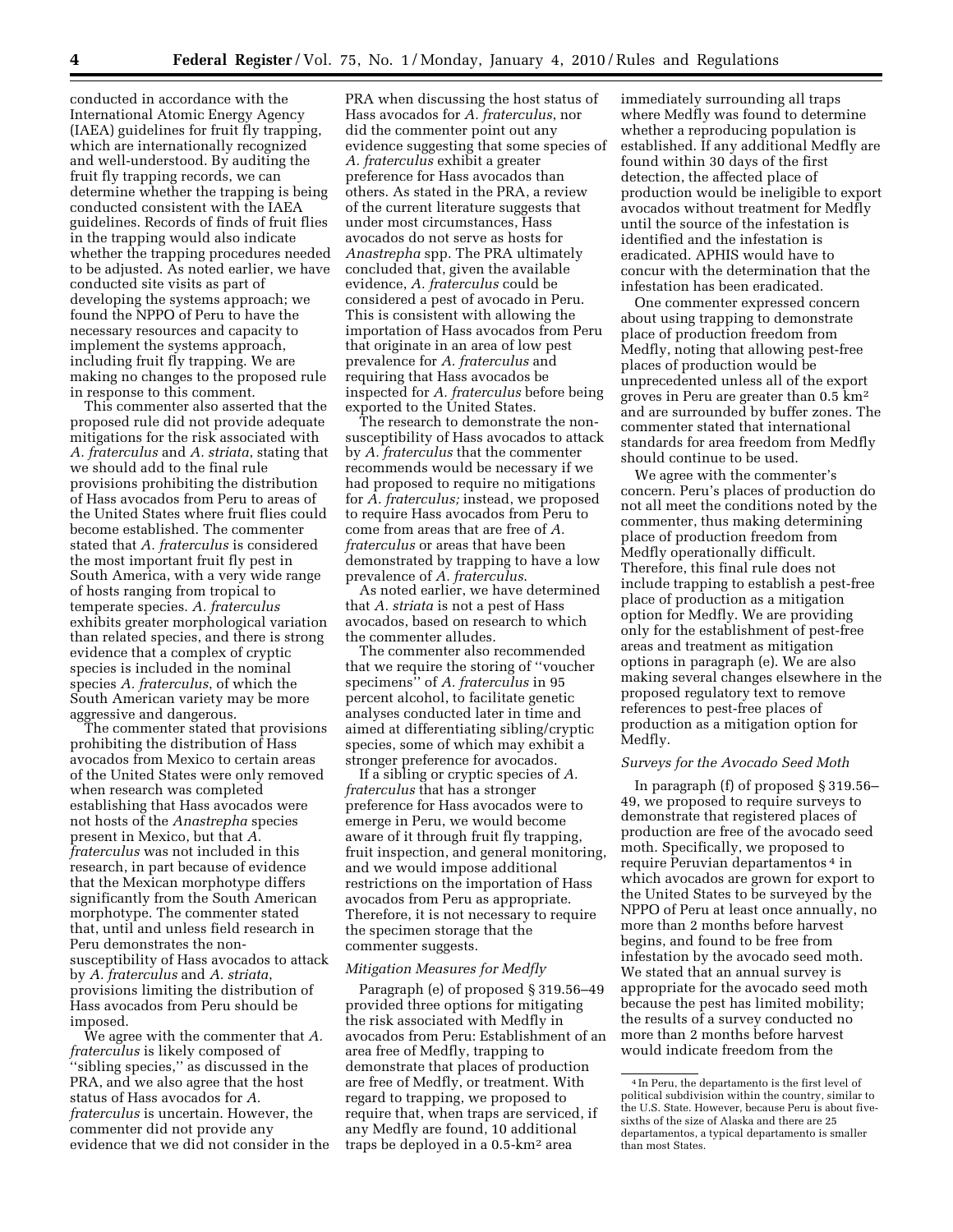conducted in accordance with the International Atomic Energy Agency (IAEA) guidelines for fruit fly trapping, which are internationally recognized and well-understood. By auditing the fruit fly trapping records, we can determine whether the trapping is being conducted consistent with the IAEA guidelines. Records of finds of fruit flies in the trapping would also indicate whether the trapping procedures needed to be adjusted. As noted earlier, we have conducted site visits as part of developing the systems approach; we found the NPPO of Peru to have the necessary resources and capacity to implement the systems approach, including fruit fly trapping. We are making no changes to the proposed rule in response to this comment.

This commenter also asserted that the proposed rule did not provide adequate mitigations for the risk associated with *A. fraterculus* and *A. striata*, stating that we should add to the final rule provisions prohibiting the distribution of Hass avocados from Peru to areas of the United States where fruit flies could become established. The commenter stated that *A. fraterculus* is considered the most important fruit fly pest in South America, with a very wide range of hosts ranging from tropical to temperate species. *A. fraterculus* exhibits greater morphological variation than related species, and there is strong evidence that a complex of cryptic species is included in the nominal species *A. fraterculus*, of which the South American variety may be more aggressive and dangerous.

The commenter stated that provisions prohibiting the distribution of Hass avocados from Mexico to certain areas of the United States were only removed when research was completed establishing that Hass avocados were not hosts of the *Anastrepha* species present in Mexico, but that *A. fraterculus* was not included in this research, in part because of evidence that the Mexican morphotype differs significantly from the South American morphotype. The commenter stated that, until and unless field research in Peru demonstrates the non-susceptibility of Hass avocados to attack by *A. fraterculus* and *A. striata*, provisions limiting the distribution of Hass avocados from Peru should be imposed.

We agree with the commenter that *A. fraterculus* is likely composed of "sibling species," as discussed in the PRA, and we also agree that the host status of Hass avocados for *A. fraterculus* is uncertain. However, the commenter did not provide any evidence that we did not consider in the PRA when discussing the host status of Hass avocados for *A. fraterculus*, nor did the commenter point out any evidence suggesting that some species of *A. fraterculus* exhibit a greater preference for Hass avocados than others. As stated in the PRA, a review of the current literature suggests that under most circumstances, Hass avocados do not serve as hosts for *Anastrepha* spp. The PRA ultimately concluded that, given the available evidence, *A. fraterculus* could be considered a pest of avocado in Peru. This is consistent with allowing the importation of Hass avocados from Peru that originate in an area of low pest prevalence for *A. fraterculus* and requiring that Hass avocados be inspected for *A. fraterculus* before being exported to the United States.

The research to demonstrate the non-susceptibility of Hass avocados to attack by *A. fraterculus* that the commenter recommends would be necessary if we had proposed to require no mitigations for *A. fraterculus;* instead, we proposed to require Hass avocados from Peru to come from areas that are free of *A. fraterculus* or areas that have been demonstrated by trapping to have a low prevalence of *A. fraterculus.*

As noted earlier, we have determined that *A. striata* is not a pest of Hass avocados, based on research to which the commenter alludes.

The commenter also recommended that we require the storing of "voucher specimens" of *A. fraterculus* in 95 percent alcohol, to facilitate genetic analyses conducted later in time and aimed at differentiating sibling/cryptic species, some of which may exhibit a stronger preference for avocados.

If a sibling or cryptic species of *A. fraterculus* that has a stronger preference for Hass avocados were to emerge in Peru, we would become aware of it through fruit fly trapping, fruit inspection, and general monitoring, and we would impose additional restrictions on the importation of Hass avocados from Peru as appropriate. Therefore, it is not necessary to require the specimen storage that the commenter suggests.

### *Mitigation Measures for Medfly*

Paragraph (e) of proposed § 319.56–49 provided three options for mitigating the risk associated with Medfly in avocados from Peru: Establishment of an area free of Medfly, trapping to demonstrate that places of production are free of Medfly, or treatment. With regard to trapping, we proposed to require that, when traps are serviced, if any Medfly are found, 10 additional traps be deployed in a 0.5-km$^2$ area immediately surrounding all traps where Medfly was found to determine whether a reproducing population is established. If any additional Medfly are found within 30 days of the first detection, the affected place of production would be ineligible to export avocados without treatment for Medfly until the source of the infestation is identified and the infestation is eradicated. APHIS would have to concur with the determination that the infestation has been eradicated.

One commenter expressed concern about using trapping to demonstrate place of production freedom from Medfly, noting that allowing pest-free places of production would be unprecedented unless all of the export groves in Peru are greater than 0.5 km$^2$ and are surrounded by buffer zones. The commenter stated that international standards for area freedom from Medfly should continue to be used.

We agree with the commenter's concern. Peru's places of production do not all meet the conditions noted by the commenter, thus making determining place of production freedom from Medfly operationally difficult. Therefore, this final rule does not include trapping to establish a pest-free place of production as a mitigation option for Medfly. We are providing only for the establishment of pest-free areas and treatment as mitigation options in paragraph (e). We are also making several changes elsewhere in the proposed regulatory text to remove references to pest-free places of production as a mitigation option for Medfly.

### *Surveys for the Avocado Seed Moth*

In paragraph (f) of proposed § 319.56–49, we proposed to require surveys to demonstrate that registered places of production are free of the avocado seed moth. Specifically, we proposed to require Peruvian departamentos [4] in which avocados are grown for export to the United States to be surveyed by the NPPO of Peru at least once annually, no more than 2 months before harvest begins, and found to be free from infestation by the avocado seed moth. We stated that an annual survey is appropriate for the avocado seed moth because the pest has limited mobility; the results of a survey conducted no more than 2 months before harvest would indicate freedom from the

[4] In Peru, the departamento is the first level of political subdivision within the country, similar to the U.S. State. However, because Peru is about five-sixths of the size of Alaska and there are 25 departamentos, a typical departamento is smaller than most States.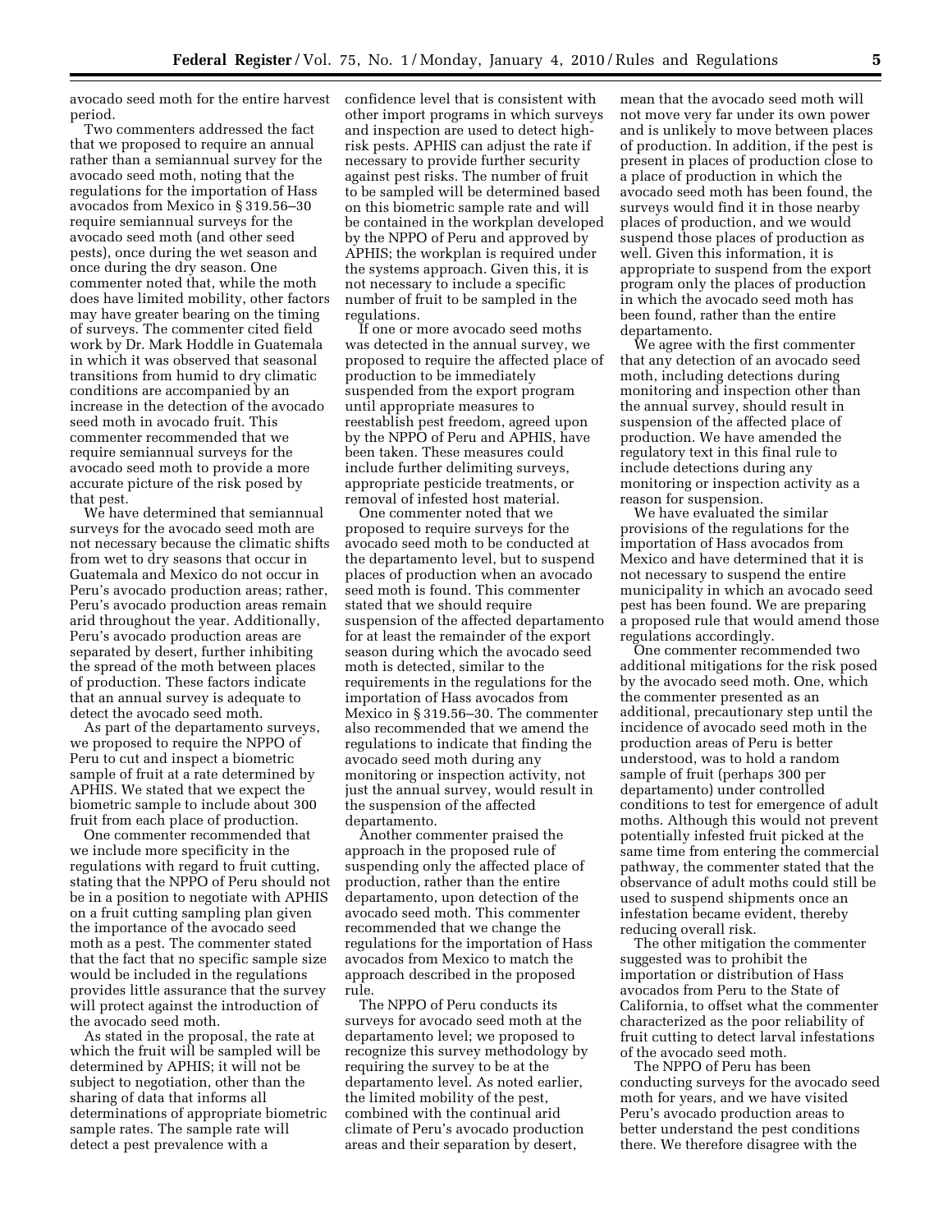avocado seed moth for the entire harvest period.

Two commenters addressed the fact that we proposed to require an annual rather than a semiannual survey for the avocado seed moth, noting that the regulations for the importation of Hass avocados from Mexico in § 319.56–30 require semiannual surveys for the avocado seed moth (and other seed pests), once during the wet season and once during the dry season. One commenter noted that, while the moth does have limited mobility, other factors may have greater bearing on the timing of surveys. The commenter cited field work by Dr. Mark Hoddle in Guatemala in which it was observed that seasonal transitions from humid to dry climatic conditions are accompanied by an increase in the detection of the avocado seed moth in avocado fruit. This commenter recommended that we require semiannual surveys for the avocado seed moth to provide a more accurate picture of the risk posed by that pest.

We have determined that semiannual surveys for the avocado seed moth are not necessary because the climatic shifts from wet to dry seasons that occur in Guatemala and Mexico do not occur in Peru's avocado production areas; rather, Peru's avocado production areas remain arid throughout the year. Additionally, Peru's avocado production areas are separated by desert, further inhibiting the spread of the moth between places of production. These factors indicate that an annual survey is adequate to detect the avocado seed moth.

As part of the departamento surveys, we proposed to require the NPPO of Peru to cut and inspect a biometric sample of fruit at a rate determined by APHIS. We stated that we expect the biometric sample to include about 300 fruit from each place of production.

One commenter recommended that we include more specificity in the regulations with regard to fruit cutting, stating that the NPPO of Peru should not be in a position to negotiate with APHIS on a fruit cutting sampling plan given the importance of the avocado seed moth as a pest. The commenter stated that the fact that no specific sample size would be included in the regulations provides little assurance that the survey will protect against the introduction of the avocado seed moth.

As stated in the proposal, the rate at which the fruit will be sampled will be determined by APHIS; it will not be subject to negotiation, other than the sharing of data that informs all determinations of appropriate biometric sample rates. The sample rate will detect a pest prevalence with a confidence level that is consistent with other import programs in which surveys and inspection are used to detect high-risk pests. APHIS can adjust the rate if necessary to provide further security against pest risks. The number of fruit to be sampled will be determined based on this biometric sample rate and will be contained in the workplan developed by the NPPO of Peru and approved by APHIS; the workplan is required under the systems approach. Given this, it is not necessary to include a specific number of fruit to be sampled in the regulations.

If one or more avocado seed moths was detected in the annual survey, we proposed to require the affected place of production to be immediately suspended from the export program until appropriate measures to reestablish pest freedom, agreed upon by the NPPO of Peru and APHIS, have been taken. These measures could include further delimiting surveys, appropriate pesticide treatments, or removal of infested host material.

One commenter noted that we proposed to require surveys for the avocado seed moth to be conducted at the departamento level, but to suspend places of production when an avocado seed moth is found. This commenter stated that we should require suspension of the affected departamento for at least the remainder of the export season during which the avocado seed moth is detected, similar to the requirements in the regulations for the importation of Hass avocados from Mexico in § 319.56–30. The commenter also recommended that we amend the regulations to indicate that finding the avocado seed moth during any monitoring or inspection activity, not just the annual survey, would result in the suspension of the affected departamento.

Another commenter praised the approach in the proposed rule of suspending only the affected place of production, rather than the entire departamento, upon detection of the avocado seed moth. This commenter recommended that we change the regulations for the importation of Hass avocados from Mexico to match the approach described in the proposed rule.

The NPPO of Peru conducts its surveys for avocado seed moth at the departamento level; we proposed to recognize this survey methodology by requiring the survey to be at the departamento level. As noted earlier, the limited mobility of the pest, combined with the continual arid climate of Peru's avocado production areas and their separation by desert, mean that the avocado seed moth will not move very far under its own power and is unlikely to move between places of production. In addition, if the pest is present in places of production close to a place of production in which the avocado seed moth has been found, the surveys would find it in those nearby places of production, and we would suspend those places of production as well. Given this information, it is appropriate to suspend from the export program only the places of production in which the avocado seed moth has been found, rather than the entire departamento.

We agree with the first commenter that any detection of an avocado seed moth, including detections during monitoring and inspection other than the annual survey, should result in suspension of the affected place of production. We have amended the regulatory text in this final rule to include detections during any monitoring or inspection activity as a reason for suspension.

We have evaluated the similar provisions of the regulations for the importation of Hass avocados from Mexico and have determined that it is not necessary to suspend the entire municipality in which an avocado seed pest has been found. We are preparing a proposed rule that would amend those regulations accordingly.

One commenter recommended two additional mitigations for the risk posed by the avocado seed moth. One, which the commenter presented as an additional, precautionary step until the incidence of avocado seed moth in the production areas of Peru is better understood, was to hold a random sample of fruit (perhaps 300 per departamento) under controlled conditions to test for emergence of adult moths. Although this would not prevent potentially infested fruit picked at the same time from entering the commercial pathway, the commenter stated that the observance of adult moths could still be used to suspend shipments once an infestation became evident, thereby reducing overall risk.

The other mitigation the commenter suggested was to prohibit the importation or distribution of Hass avocados from Peru to the State of California, to offset what the commenter characterized as the poor reliability of fruit cutting to detect larval infestations of the avocado seed moth.

The NPPO of Peru has been conducting surveys for the avocado seed moth for years, and we have visited Peru's avocado production areas to better understand the pest conditions there. We therefore disagree with the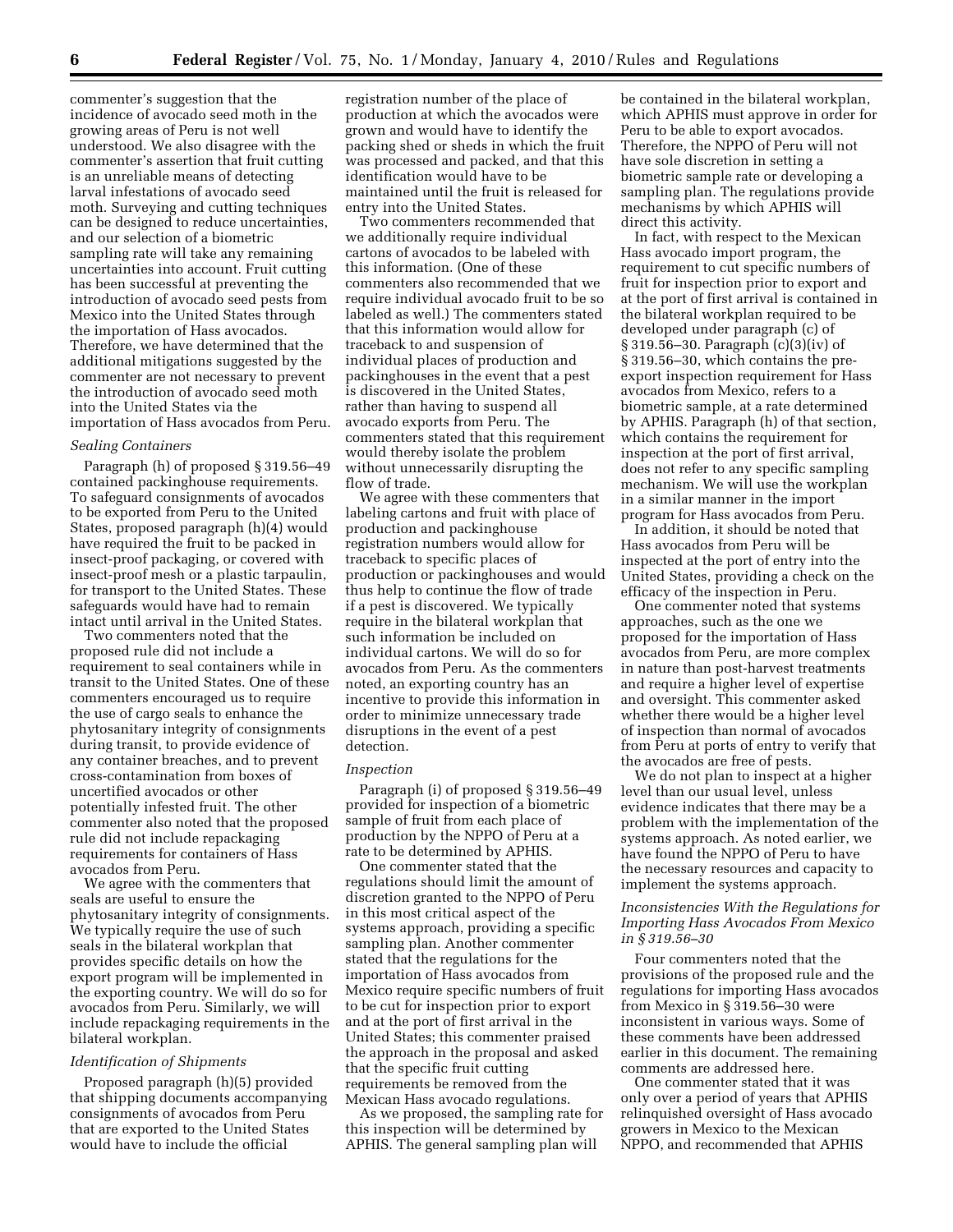commenter's suggestion that the incidence of avocado seed moth in the growing areas of Peru is not well understood. We also disagree with the commenter's assertion that fruit cutting is an unreliable means of detecting larval infestations of avocado seed moth. Surveying and cutting techniques can be designed to reduce uncertainties, and our selection of a biometric sampling rate will take any remaining uncertainties into account. Fruit cutting has been successful at preventing the introduction of avocado seed pests from Mexico into the United States through the importation of Hass avocados. Therefore, we have determined that the additional mitigations suggested by the commenter are not necessary to prevent the introduction of avocado seed moth into the United States via the importation of Hass avocados from Peru.

*Sealing Containers*

Paragraph (h) of proposed § 319.56–49 contained packinghouse requirements. To safeguard consignments of avocados to be exported from Peru to the United States, proposed paragraph (h)(4) would have required the fruit to be packed in insect-proof packaging, or covered with insect-proof mesh or a plastic tarpaulin, for transport to the United States. These safeguards would have had to remain intact until arrival in the United States.

Two commenters noted that the proposed rule did not include a requirement to seal containers while in transit to the United States. One of these commenters encouraged us to require the use of cargo seals to enhance the phytosanitary integrity of consignments during transit, to provide evidence of any container breaches, and to prevent cross-contamination from boxes of uncertified avocados or other potentially infested fruit. The other commenter also noted that the proposed rule did not include repackaging requirements for containers of Hass avocados from Peru.

We agree with the commenters that seals are useful to ensure the phytosanitary integrity of consignments. We typically require the use of such seals in the bilateral workplan that provides specific details on how the export program will be implemented in the exporting country. We will do so for avocados from Peru. Similarly, we will include repackaging requirements in the bilateral workplan.

*Identification of Shipments*

Proposed paragraph (h)(5) provided that shipping documents accompanying consignments of avocados from Peru that are exported to the United States would have to include the official registration number of the place of production at which the avocados were grown and would have to identify the packing shed or sheds in which the fruit was processed and packed, and that this identification would have to be maintained until the fruit is released for entry into the United States.

Two commenters recommended that we additionally require individual cartons of avocados to be labeled with this information. (One of these commenters also recommended that we require individual avocado fruit to be so labeled as well.) The commenters stated that this information would allow for traceback to and suspension of individual places of production and packinghouses in the event that a pest is discovered in the United States, rather than having to suspend all avocado exports from Peru. The commenters stated that this requirement would thereby isolate the problem without unnecessarily disrupting the flow of trade.

We agree with these commenters that labeling cartons and fruit with place of production and packinghouse registration numbers would allow for traceback to specific places of production or packinghouses and would thus help to continue the flow of trade if a pest is discovered. We typically require in the bilateral workplan that such information be included on individual cartons. We will do so for avocados from Peru. As the commenters noted, an exporting country has an incentive to provide this information in order to minimize unnecessary trade disruptions in the event of a pest detection.

*Inspection*

Paragraph (i) of proposed § 319.56–49 provided for inspection of a biometric sample of fruit from each place of production by the NPPO of Peru at a rate to be determined by APHIS.

One commenter stated that the regulations should limit the amount of discretion granted to the NPPO of Peru in this most critical aspect of the systems approach, providing a specific sampling plan. Another commenter stated that the regulations for the importation of Hass avocados from Mexico require specific numbers of fruit to be cut for inspection prior to export and at the port of first arrival in the United States; this commenter praised the approach in the proposal and asked that the specific fruit cutting requirements be removed from the Mexican Hass avocado regulations.

As we proposed, the sampling rate for this inspection will be determined by APHIS. The general sampling plan will be contained in the bilateral workplan, which APHIS must approve in order for Peru to be able to export avocados. Therefore, the NPPO of Peru will not have sole discretion in setting a biometric sample rate or developing a sampling plan. The regulations provide mechanisms by which APHIS will direct this activity.

In fact, with respect to the Mexican Hass avocado import program, the requirement to cut specific numbers of fruit for inspection prior to export and at the port of first arrival is contained in the bilateral workplan required to be developed under paragraph (c) of § 319.56–30. Paragraph (c)(3)(iv) of § 319.56–30, which contains the pre-export inspection requirement for Hass avocados from Mexico, refers to a biometric sample, at a rate determined by APHIS. Paragraph (h) of that section, which contains the requirement for inspection at the port of first arrival, does not refer to any specific sampling mechanism. We will use the workplan in a similar manner in the import program for Hass avocados from Peru.

In addition, it should be noted that Hass avocados from Peru will be inspected at the port of entry into the United States, providing a check on the efficacy of the inspection in Peru.

One commenter noted that systems approaches, such as the one we proposed for the importation of Hass avocados from Peru, are more complex in nature than post-harvest treatments and require a higher level of expertise and oversight. This commenter asked whether there would be a higher level of inspection than normal of avocados from Peru at ports of entry to verify that the avocados are free of pests.

We do not plan to inspect at a higher level than our usual level, unless evidence indicates that there may be a problem with the implementation of the systems approach. As noted earlier, we have found the NPPO of Peru to have the necessary resources and capacity to implement the systems approach.

*Inconsistencies With the Regulations for Importing Hass Avocados From Mexico in § 319.56–30*

Four commenters noted that the provisions of the proposed rule and the regulations for importing Hass avocados from Mexico in § 319.56–30 were inconsistent in various ways. Some of these comments have been addressed earlier in this document. The remaining comments are addressed here.

One commenter stated that it was only over a period of years that APHIS relinquished oversight of Hass avocado growers in Mexico to the Mexican NPPO, and recommended that APHIS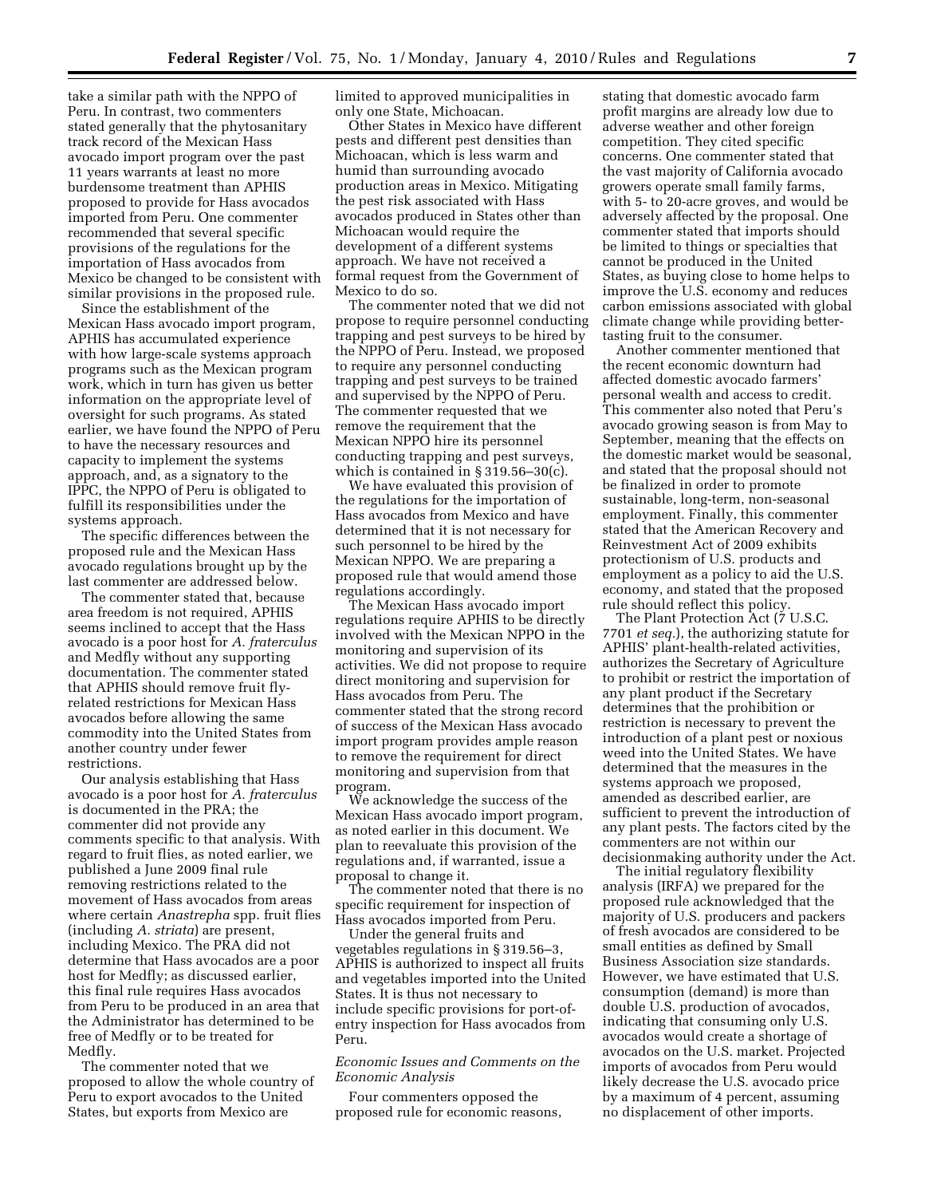take a similar path with the NPPO of Peru. In contrast, two commenters stated generally that the phytosanitary track record of the Mexican Hass avocado import program over the past 11 years warrants at least no more burdensome treatment than APHIS proposed to provide for Hass avocados imported from Peru. One commenter recommended that several specific provisions of the regulations for the importation of Hass avocados from Mexico be changed to be consistent with similar provisions in the proposed rule.

Since the establishment of the Mexican Hass avocado import program, APHIS has accumulated experience with how large-scale systems approach programs such as the Mexican program work, which in turn has given us better information on the appropriate level of oversight for such programs. As stated earlier, we have found the NPPO of Peru to have the necessary resources and capacity to implement the systems approach, and, as a signatory to the IPPC, the NPPO of Peru is obligated to fulfill its responsibilities under the systems approach.

The specific differences between the proposed rule and the Mexican Hass avocado regulations brought up by the last commenter are addressed below.

The commenter stated that, because area freedom is not required, APHIS seems inclined to accept that the Hass avocado is a poor host for *A. fraterculus* and Medfly without any supporting documentation. The commenter stated that APHIS should remove fruit fly-related restrictions for Mexican Hass avocados before allowing the same commodity into the United States from another country under fewer restrictions.

Our analysis establishing that Hass avocado is a poor host for *A. fraterculus* is documented in the PRA; the commenter did not provide any comments specific to that analysis. With regard to fruit flies, as noted earlier, we published a June 2009 final rule removing restrictions related to the movement of Hass avocados from areas where certain *Anastrepha* spp. fruit flies (including *A. striata*) are present, including Mexico. The PRA did not determine that Hass avocados are a poor host for Medfly; as discussed earlier, this final rule requires Hass avocados from Peru to be produced in an area that the Administrator has determined to be free of Medfly or to be treated for Medfly.

The commenter noted that we proposed to allow the whole country of Peru to export avocados to the United States, but exports from Mexico are limited to approved municipalities in only one State, Michoacan.

Other States in Mexico have different pests and different pest densities than Michoacan, which is less warm and humid than surrounding avocado production areas in Mexico. Mitigating the pest risk associated with Hass avocados produced in States other than Michoacan would require the development of a different systems approach. We have not received a formal request from the Government of Mexico to do so.

The commenter noted that we did not propose to require personnel conducting trapping and pest surveys to be hired by the NPPO of Peru. Instead, we proposed to require any personnel conducting trapping and pest surveys to be trained and supervised by the NPPO of Peru. The commenter requested that we remove the requirement that the Mexican NPPO hire its personnel conducting trapping and pest surveys, which is contained in § 319.56–30(c).

We have evaluated this provision of the regulations for the importation of Hass avocados from Mexico and have determined that it is not necessary for such personnel to be hired by the Mexican NPPO. We are preparing a proposed rule that would amend those regulations accordingly.

The Mexican Hass avocado import regulations require APHIS to be directly involved with the Mexican NPPO in the monitoring and supervision of its activities. We did not propose to require direct monitoring and supervision for Hass avocados from Peru. The commenter stated that the strong record of success of the Mexican Hass avocado import program provides ample reason to remove the requirement for direct monitoring and supervision from that program.

We acknowledge the success of the Mexican Hass avocado import program, as noted earlier in this document. We plan to reevaluate this provision of the regulations and, if warranted, issue a proposal to change it.

The commenter noted that there is no specific requirement for inspection of Hass avocados imported from Peru.

Under the general fruits and vegetables regulations in § 319.56–3, APHIS is authorized to inspect all fruits and vegetables imported into the United States. It is thus not necessary to include specific provisions for port-of-entry inspection for Hass avocados from Peru.

### *Economic Issues and Comments on the Economic Analysis*

Four commenters opposed the proposed rule for economic reasons, stating that domestic avocado farm profit margins are already low due to adverse weather and other foreign competition. They cited specific concerns. One commenter stated that the vast majority of California avocado growers operate small family farms, with 5- to 20-acre groves, and would be adversely affected by the proposal. One commenter stated that imports should be limited to things or specialties that cannot be produced in the United States, as buying close to home helps to improve the U.S. economy and reduces carbon emissions associated with global climate change while providing better-tasting fruit to the consumer.

Another commenter mentioned that the recent economic downturn had affected domestic avocado farmers' personal wealth and access to credit. This commenter also noted that Peru's avocado growing season is from May to September, meaning that the effects on the domestic market would be seasonal, and stated that the proposal should not be finalized in order to promote sustainable, long-term, non-seasonal employment. Finally, this commenter stated that the American Recovery and Reinvestment Act of 2009 exhibits protectionism of U.S. products and employment as a policy to aid the U.S. economy, and stated that the proposed rule should reflect this policy.

The Plant Protection Act (7 U.S.C. 7701 *et seq.*), the authorizing statute for APHIS' plant-health-related activities, authorizes the Secretary of Agriculture to prohibit or restrict the importation of any plant product if the Secretary determines that the prohibition or restriction is necessary to prevent the introduction of a plant pest or noxious weed into the United States. We have determined that the measures in the systems approach we proposed, amended as described earlier, are sufficient to prevent the introduction of any plant pests. The factors cited by the commenters are not within our decisionmaking authority under the Act.

The initial regulatory flexibility analysis (IRFA) we prepared for the proposed rule acknowledged that the majority of U.S. producers and packers of fresh avocados are considered to be small entities as defined by Small Business Association size standards. However, we have estimated that U.S. consumption (demand) is more than double U.S. production of avocados, indicating that consuming only U.S. avocados would create a shortage of avocados on the U.S. market. Projected imports of avocados from Peru would likely decrease the U.S. avocado price by a maximum of 4 percent, assuming no displacement of other imports.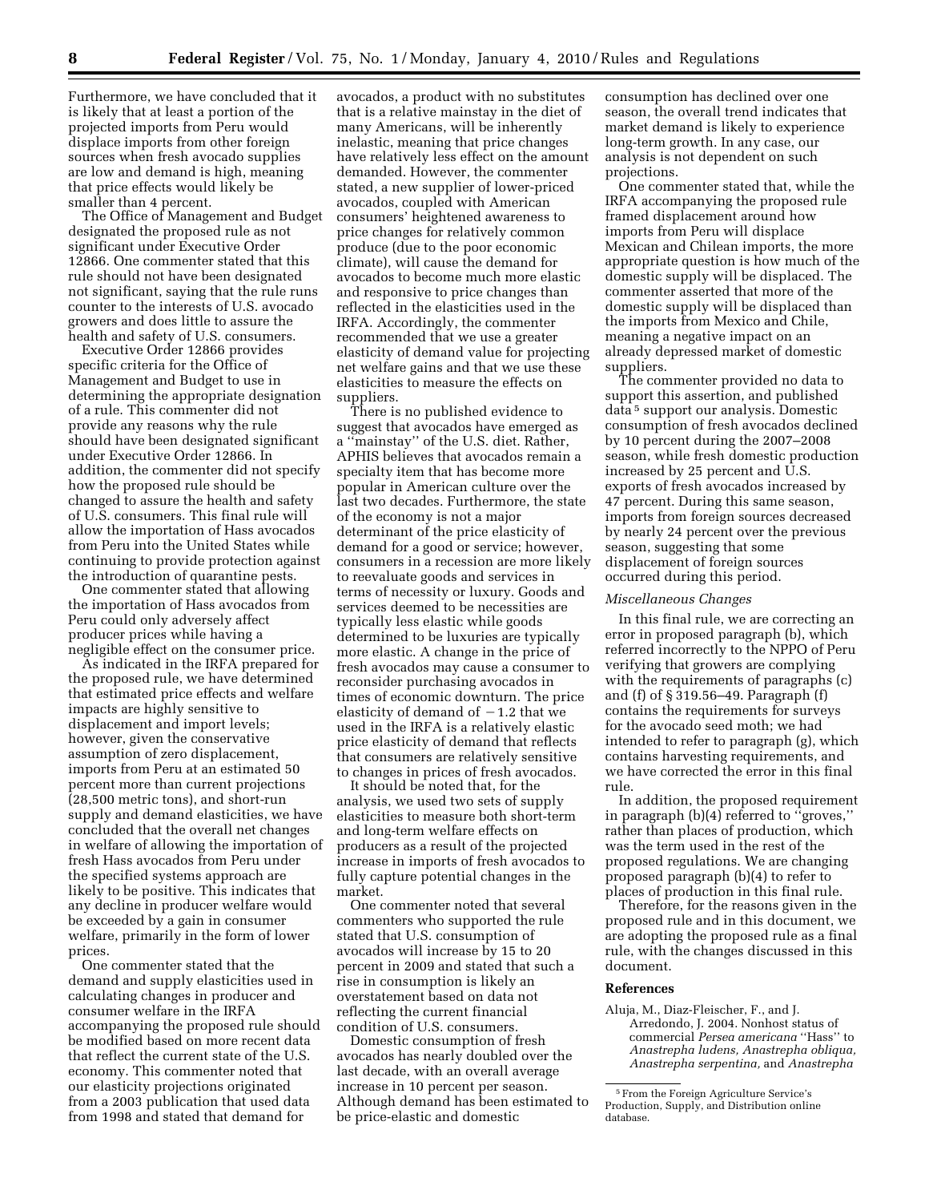Furthermore, we have concluded that it is likely that at least a portion of the projected imports from Peru would displace imports from other foreign sources when fresh avocado supplies are low and demand is high, meaning that price effects would likely be smaller than 4 percent.

The Office of Management and Budget designated the proposed rule as not significant under Executive Order 12866. One commenter stated that this rule should not have been designated not significant, saying that the rule runs counter to the interests of U.S. avocado growers and does little to assure the health and safety of U.S. consumers.

Executive Order 12866 provides specific criteria for the Office of Management and Budget to use in determining the appropriate designation of a rule. This commenter did not provide any reasons why the rule should have been designated significant under Executive Order 12866. In addition, the commenter did not specify how the proposed rule should be changed to assure the health and safety of U.S. consumers. This final rule will allow the importation of Hass avocados from Peru into the United States while continuing to provide protection against the introduction of quarantine pests.

One commenter stated that allowing the importation of Hass avocados from Peru could only adversely affect producer prices while having a negligible effect on the consumer price.

As indicated in the IRFA prepared for the proposed rule, we have determined that estimated price effects and welfare impacts are highly sensitive to displacement and import levels; however, given the conservative assumption of zero displacement, imports from Peru at an estimated 50 percent more than current projections (28,500 metric tons), and short-run supply and demand elasticities, we have concluded that the overall net changes in welfare of allowing the importation of fresh Hass avocados from Peru under the specified systems approach are likely to be positive. This indicates that any decline in producer welfare would be exceeded by a gain in consumer welfare, primarily in the form of lower prices.

One commenter stated that the demand and supply elasticities used in calculating changes in producer and consumer welfare in the IRFA accompanying the proposed rule should be modified based on more recent data that reflect the current state of the U.S. economy. This commenter noted that our elasticity projections originated from a 2003 publication that used data from 1998 and stated that demand for avocados, a product with no substitutes that is a relative mainstay in the diet of many Americans, will be inherently inelastic, meaning that price changes have relatively less effect on the amount demanded. However, the commenter stated, a new supplier of lower-priced avocados, coupled with American consumers' heightened awareness to price changes for relatively common produce (due to the poor economic climate), will cause the demand for avocados to become much more elastic and responsive to price changes than reflected in the elasticities used in the IRFA. Accordingly, the commenter recommended that we use a greater elasticity of demand value for projecting net welfare gains and that we use these elasticities to measure the effects on suppliers.

There is no published evidence to suggest that avocados have emerged as a ''mainstay'' of the U.S. diet. Rather, APHIS believes that avocados remain a specialty item that has become more popular in American culture over the last two decades. Furthermore, the state of the economy is not a major determinant of the price elasticity of demand for a good or service; however, consumers in a recession are more likely to reevaluate goods and services in terms of necessity or luxury. Goods and services deemed to be necessities are typically less elastic while goods determined to be luxuries are typically more elastic. A change in the price of fresh avocados may cause a consumer to reconsider purchasing avocados in times of economic downturn. The price elasticity of demand of $-1.2$ that we used in the IRFA is a relatively elastic price elasticity of demand that reflects that consumers are relatively sensitive to changes in prices of fresh avocados.

It should be noted that, for the analysis, we used two sets of supply elasticities to measure both short-term and long-term welfare effects on producers as a result of the projected increase in imports of fresh avocados to fully capture potential changes in the market.

One commenter noted that several commenters who supported the rule stated that U.S. consumption of avocados will increase by 15 to 20 percent in 2009 and stated that such a rise in consumption is likely an overstatement based on data not reflecting the current financial condition of U.S. consumers.

Domestic consumption of fresh avocados has nearly doubled over the last decade, with an overall average increase in 10 percent per season. Although demand has been estimated to be price-elastic and domestic consumption has declined over one season, the overall trend indicates that market demand is likely to experience long-term growth. In any case, our analysis is not dependent on such projections.

One commenter stated that, while the IRFA accompanying the proposed rule framed displacement around how imports from Peru will displace Mexican and Chilean imports, the more appropriate question is how much of the domestic supply will be displaced. The commenter asserted that more of the domestic supply will be displaced than the imports from Mexico and Chile, meaning a negative impact on an already depressed market of domestic suppliers.

The commenter provided no data to support this assertion, and published data[5] support our analysis. Domestic consumption of fresh avocados declined by 10 percent during the 2007–2008 season, while fresh domestic production increased by 25 percent and U.S. exports of fresh avocados increased by 47 percent. During this same season, imports from foreign sources decreased by nearly 24 percent over the previous season, suggesting that some displacement of foreign sources occurred during this period.

### *Miscellaneous Changes*

In this final rule, we are correcting an error in proposed paragraph (b), which referred incorrectly to the NPPO of Peru verifying that growers are complying with the requirements of paragraphs (c) and (f) of § 319.56–49. Paragraph (f) contains the requirements for surveys for the avocado seed moth; we had intended to refer to paragraph (g), which contains harvesting requirements, and we have corrected the error in this final rule.

In addition, the proposed requirement in paragraph (b)(4) referred to ''groves,'' rather than places of production, which was the term used in the rest of the proposed regulations. We are changing proposed paragraph (b)(4) to refer to places of production in this final rule.

Therefore, for the reasons given in the proposed rule and in this document, we are adopting the proposed rule as a final rule, with the changes discussed in this document.

## References

Aluja, M., Diaz-Fleischer, F., and J. Arredondo, J. 2004. Nonhost status of commercial *Persea americana* ''Hass'' to *Anastrepha ludens, Anastrepha obliqua, Anastrepha serpentina,* and *Anastrepha*

[5] From the Foreign Agriculture Service's Production, Supply, and Distribution online database.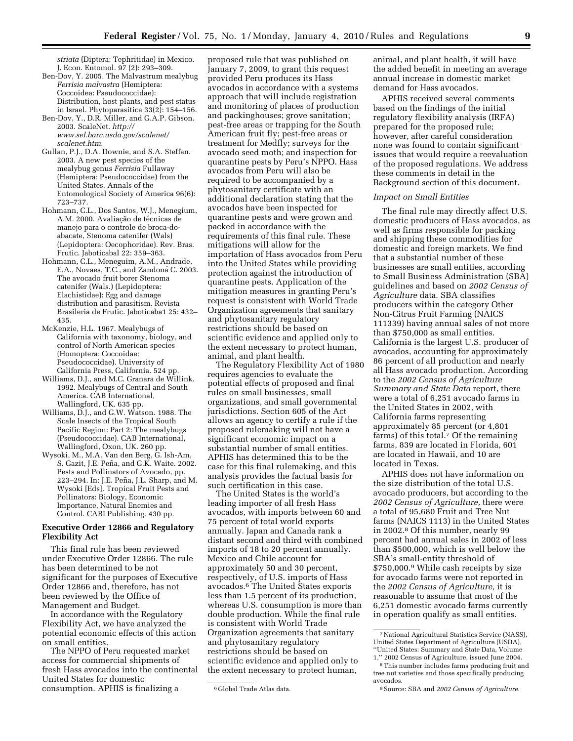*striata* (Diptera: Tephritidae) in Mexico. J. Econ. Entomol. 97 (2): 293–309.

Ben-Dov, Y. 2005. The Malvastrum mealybug *Ferrisia malvastra* (Hemiptera: Coccoidea: Pseudococcidae): Distribution, host plants, and pest status in Israel. Phytoparasitica 33(2): 154–156.

Ben-Dov, Y., D.R. Miller, and G.A.P. Gibson. 2003. ScaleNet. *http://www.sel.barc.usda.gov/scalenet/scalenet.htm*.

Gullan, P.J., D.A. Downie, and S.A. Steffan. 2003. A new pest species of the mealybug genus *Ferrisia* Fullaway (Hemiptera: Pseudococcidae) from the United States. Annals of the Entomological Society of America 96(6): 723–737.

Hohmann, C.L., Dos Santos, W.J., Menegium, A.M. 2000. Avaliação de técnicas de manejo para o controle de broca-do-abacate, Stenoma catenifer (Wals) (Lepidoptera: Oecophoridae). Rev. Bras. Frutic. Jaboticabal 22: 359–363.

Hohmann, C.L., Meneguim, A.M., Andrade, E.A., Novaes, T.C., and Zandoná C. 2003. The avocado fruit borer Stenoma catenifer (Wals.) (Lepidoptera: Elachistidae): Egg and damage distribution and parasitism. Revista Brasileria de Frutic. Jaboticaba1 25: 432–435.

McKenzie, H.L. 1967. Mealybugs of California with taxonomy, biology, and control of North American species (Homoptera: Coccoidae: Pseudococcidae). University of California Press, California. 524 pp.

Williams, D.J., and M.C. Granara de Willink. 1992. Mealybugs of Central and South America. CAB International, Wallingford, UK. 635 pp.

Williams, D.J., and G.W. Watson. 1988. The Scale Insects of the Tropical South Pacific Region: Part 2: The mealybugs (Pseudococcidae). CAB International, Wallingford, Oxon, UK. 260 pp.

Wysoki, M., M.A. Van den Berg, G. Ish-Am, S. Gazit, J.E. Peña, and G.K. Waite. 2002. Pests and Pollinators of Avocado, pp. 223–294. In: J.E. Peña, J.L. Sharp, and M. Wysoki [Eds]. Tropical Fruit Pests and Pollinators: Biology, Economic Importance, Natural Enemies and Control. CABI Publishing. 430 pp.

## Executive Order 12866 and Regulatory Flexibility Act

This final rule has been reviewed under Executive Order 12866. The rule has been determined to be not significant for the purposes of Executive Order 12866 and, therefore, has not been reviewed by the Office of Management and Budget.

In accordance with the Regulatory Flexibility Act, we have analyzed the potential economic effects of this action on small entities.

The NPPO of Peru requested market access for commercial shipments of fresh Hass avocados into the continental United States for domestic consumption. APHIS is finalizing a proposed rule that was published on January 7, 2009, to grant this request provided Peru produces its Hass avocados in accordance with a systems approach that will include registration and monitoring of places of production and packinghouses; grove sanitation; pest-free areas or trapping for the South American fruit fly; pest-free areas or treatment for Medfly; surveys for the avocado seed moth; and inspection for quarantine pests by Peru's NPPO. Hass avocados from Peru will also be required to be accompanied by a phytosanitary certificate with an additional declaration stating that the avocados have been inspected for quarantine pests and were grown and packed in accordance with the requirements of this final rule. These mitigations will allow for the importation of Hass avocados from Peru into the United States while providing protection against the introduction of quarantine pests. Application of the mitigation measures in granting Peru's request is consistent with World Trade Organization agreements that sanitary and phytosanitary regulatory restrictions should be based on scientific evidence and applied only to the extent necessary to protect human, animal, and plant health.

The Regulatory Flexibility Act of 1980 requires agencies to evaluate the potential effects of proposed and final rules on small businesses, small organizations, and small governmental jurisdictions. Section 605 of the Act allows an agency to certify a rule if the proposed rulemaking will not have a significant economic impact on a substantial number of small entities. APHIS has determined this to be the case for this final rulemaking, and this analysis provides the factual basis for such certification in this case.

The United States is the world's leading importer of all fresh Hass avocados, with imports between 60 and 75 percent of total world exports annually. Japan and Canada rank a distant second and third with combined imports of 18 to 20 percent annually. Mexico and Chile account for approximately 50 and 30 percent, respectively, of U.S. imports of Hass avocados.[6] The United States exports less than 1.5 percent of its production, whereas U.S. consumption is more than double production. While the final rule is consistent with World Trade Organization agreements that sanitary and phytosanitary regulatory restrictions should be based on scientific evidence and applied only to the extent necessary to protect human, animal, and plant health, it will have the added benefit in meeting an average annual increase in domestic market demand for Hass avocados.

APHIS received several comments based on the findings of the initial regulatory flexibility analysis (IRFA) prepared for the proposed rule; however, after careful consideration none was found to contain significant issues that would require a reevaluation of the proposed regulations. We address these comments in detail in the Background section of this document.

### *Impact on Small Entities*

The final rule may directly affect U.S. domestic producers of Hass avocados, as well as firms responsible for packing and shipping these commodities for domestic and foreign markets. We find that a substantial number of these businesses are small entities, according to Small Business Administration (SBA) guidelines and based on *2002 Census of Agriculture* data. SBA classifies producers within the category Other Non-Citrus Fruit Farming (NAICS 111339) having annual sales of not more than $750,000 as small entities. California is the largest U.S. producer of avocados, accounting for approximately 86 percent of all production and nearly all Hass avocado production. According to the *2002 Census of Agriculture Summary and State Data* report, there were a total of 6,251 avocado farms in the United States in 2002, with California farms representing approximately 85 percent (or 4,801 farms) of this total.[7] Of the remaining farms, 839 are located in Florida, 601 are located in Hawaii, and 10 are located in Texas.

APHIS does not have information on the size distribution of the total U.S. avocado producers, but according to the *2002 Census of Agriculture,* there were a total of 95,680 Fruit and Tree Nut farms (NAICS 1113) in the United States in 2002.[8] Of this number, nearly 99 percent had annual sales in 2002 of less than $500,000, which is well below the SBA's small-entity threshold of $750,000.[9] While cash receipts by size for avocado farms were not reported in the *2002 Census of Agriculture,* it is reasonable to assume that most of the 6,251 domestic avocado farms currently in operation qualify as small entities.

---

[6] Global Trade Atlas data.

[7] National Agricultural Statistics Service (NASS), United States Department of Agriculture (USDA), ''United States: Summary and State Data, Volume 1,'' 2002 Census of Agriculture, issued June 2004.

[8] This number includes farms producing fruit and tree nut varieties and those specifically producing avocados.

[9] Source: SBA and *2002 Census of Agriculture.*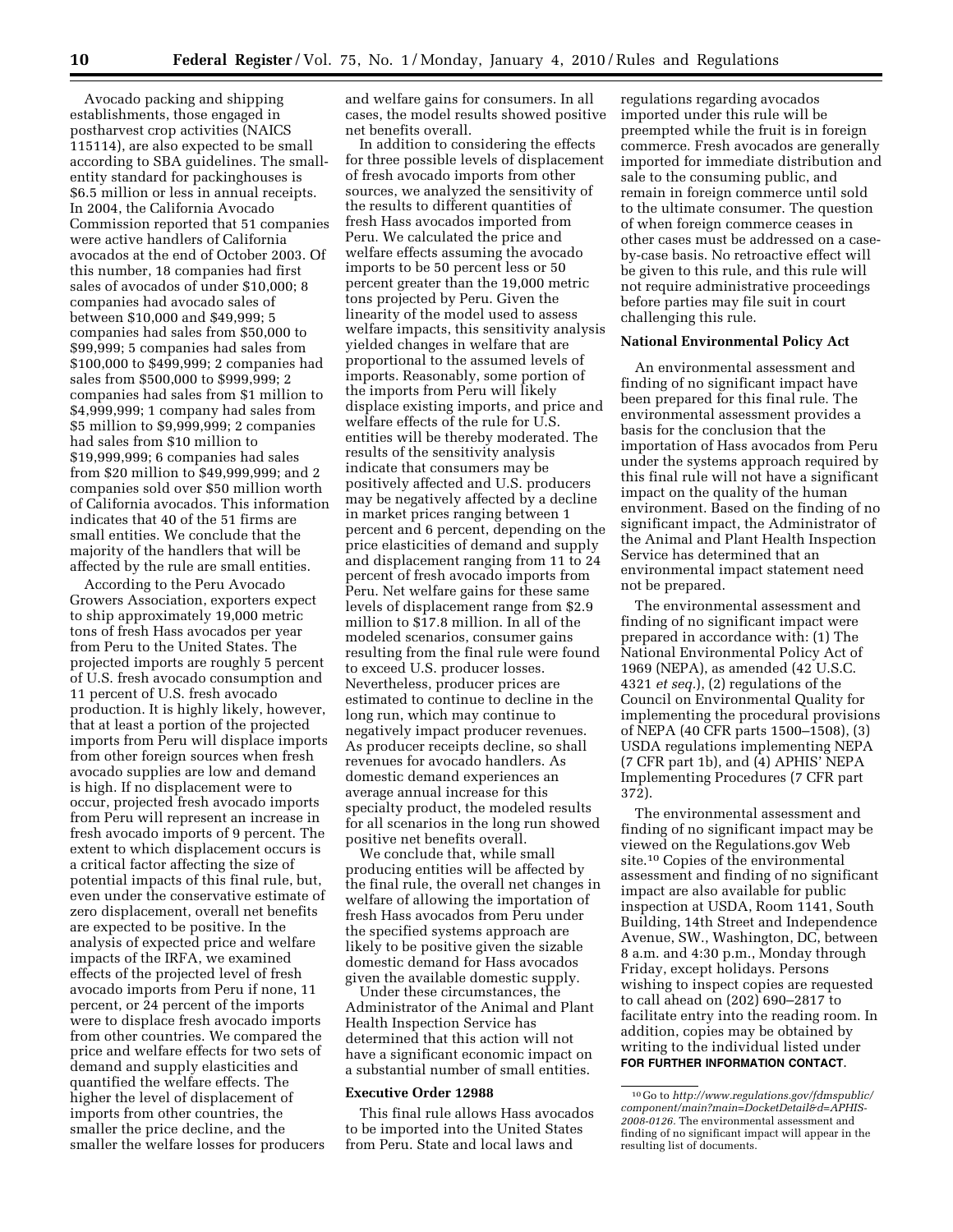Avocado packing and shipping establishments, those engaged in postharvest crop activities (NAICS 115114), are also expected to be small according to SBA guidelines. The small-entity standard for packinghouses is $6.5 million or less in annual receipts. In 2004, the California Avocado Commission reported that 51 companies were active handlers of California avocados at the end of October 2003. Of this number, 18 companies had first sales of avocados of under $10,000; 8 companies had avocado sales of between $10,000 and $49,999; 5 companies had sales from $50,000 to $99,999; 5 companies had sales from $100,000 to $499,999; 2 companies had sales from $500,000 to $999,999; 2 companies had sales from $1 million to $4,999,999; 1 company had sales from $5 million to $9,999,999; 2 companies had sales from $10 million to $19,999,999; 6 companies had sales from $20 million to $49,999,999; and 2 companies sold over $50 million worth of California avocados. This information indicates that 40 of the 51 firms are small entities. We conclude that the majority of the handlers that will be affected by the rule are small entities.

According to the Peru Avocado Growers Association, exporters expect to ship approximately 19,000 metric tons of fresh Hass avocados per year from Peru to the United States. The projected imports are roughly 5 percent of U.S. fresh avocado consumption and 11 percent of U.S. fresh avocado production. It is highly likely, however, that at least a portion of the projected imports from Peru will displace imports from other foreign sources when fresh avocado supplies are low and demand is high. If no displacement were to occur, projected fresh avocado imports from Peru will represent an increase in fresh avocado imports of 9 percent. The extent to which displacement occurs is a critical factor affecting the size of potential impacts of this final rule, but, even under the conservative estimate of zero displacement, overall net benefits are expected to be positive. In the analysis of expected price and welfare impacts of the IRFA, we examined effects of the projected level of fresh avocado imports from Peru if none, 11 percent, or 24 percent of the imports were to displace fresh avocado imports from other countries. We compared the price and welfare effects for two sets of demand and supply elasticities and quantified the welfare effects. The higher the level of displacement of imports from other countries, the smaller the price decline, and the smaller the welfare losses for producers and welfare gains for consumers. In all cases, the model results showed positive net benefits overall.

In addition to considering the effects for three possible levels of displacement of fresh avocado imports from other sources, we analyzed the sensitivity of the results to different quantities of fresh Hass avocados imported from Peru. We calculated the price and welfare effects assuming the avocado imports to be 50 percent less or 50 percent greater than the 19,000 metric tons projected by Peru. Given the linearity of the model used to assess welfare impacts, this sensitivity analysis yielded changes in welfare that are proportional to the assumed levels of imports. Reasonably, some portion of the imports from Peru will likely displace existing imports, and price and welfare effects of the rule for U.S. entities will be thereby moderated. The results of the sensitivity analysis indicate that consumers may be positively affected and U.S. producers may be negatively affected by a decline in market prices ranging between 1 percent and 6 percent, depending on the price elasticities of demand and supply and displacement ranging from 11 to 24 percent of fresh avocado imports from Peru. Net welfare gains for these same levels of displacement range from $2.9 million to $17.8 million. In all of the modeled scenarios, consumer gains resulting from the final rule were found to exceed U.S. producer losses. Nevertheless, producer prices are estimated to continue to decline in the long run, which may continue to negatively impact producer revenues. As producer receipts decline, so shall revenues for avocado handlers. As domestic demand experiences an average annual increase for this specialty product, the modeled results for all scenarios in the long run showed positive net benefits overall.

We conclude that, while small producing entities will be affected by the final rule, the overall net changes in welfare of allowing the importation of fresh Hass avocados from Peru under the specified systems approach are likely to be positive given the sizable domestic demand for Hass avocados given the available domestic supply.

Under these circumstances, the Administrator of the Animal and Plant Health Inspection Service has determined that this action will not have a significant economic impact on a substantial number of small entities.

**Executive Order 12988**

This final rule allows Hass avocados to be imported into the United States from Peru. State and local laws and regulations regarding avocados imported under this rule will be preempted while the fruit is in foreign commerce. Fresh avocados are generally imported for immediate distribution and sale to the consuming public, and remain in foreign commerce until sold to the ultimate consumer. The question of when foreign commerce ceases in other cases must be addressed on a case-by-case basis. No retroactive effect will be given to this rule, and this rule will not require administrative proceedings before parties may file suit in court challenging this rule.

**National Environmental Policy Act**

An environmental assessment and finding of no significant impact have been prepared for this final rule. The environmental assessment provides a basis for the conclusion that the importation of Hass avocados from Peru under the systems approach required by this final rule will not have a significant impact on the quality of the human environment. Based on the finding of no significant impact, the Administrator of the Animal and Plant Health Inspection Service has determined that an environmental impact statement need not be prepared.

The environmental assessment and finding of no significant impact were prepared in accordance with: (1) The National Environmental Policy Act of 1969 (NEPA), as amended (42 U.S.C. 4321 *et seq.*), (2) regulations of the Council on Environmental Quality for implementing the procedural provisions of NEPA (40 CFR parts 1500–1508), (3) USDA regulations implementing NEPA (7 CFR part 1b), and (4) APHIS' NEPA Implementing Procedures (7 CFR part 372).

The environmental assessment and finding of no significant impact may be viewed on the Regulations.gov Web site.[10] Copies of the environmental assessment and finding of no significant impact are also available for public inspection at USDA, Room 1141, South Building, 14th Street and Independence Avenue, SW., Washington, DC, between 8 a.m. and 4:30 p.m., Monday through Friday, except holidays. Persons wishing to inspect copies are requested to call ahead on (202) 690–2817 to facilitate entry into the reading room. In addition, copies may be obtained by writing to the individual listed under **FOR FURTHER INFORMATION CONTACT**.

[10] Go to *http://www.regulations.gov/fdmspublic/component/main?main=DocketDetail&d=APHIS-2008-0126*. The environmental assessment and finding of no significant impact will appear in the resulting list of documents.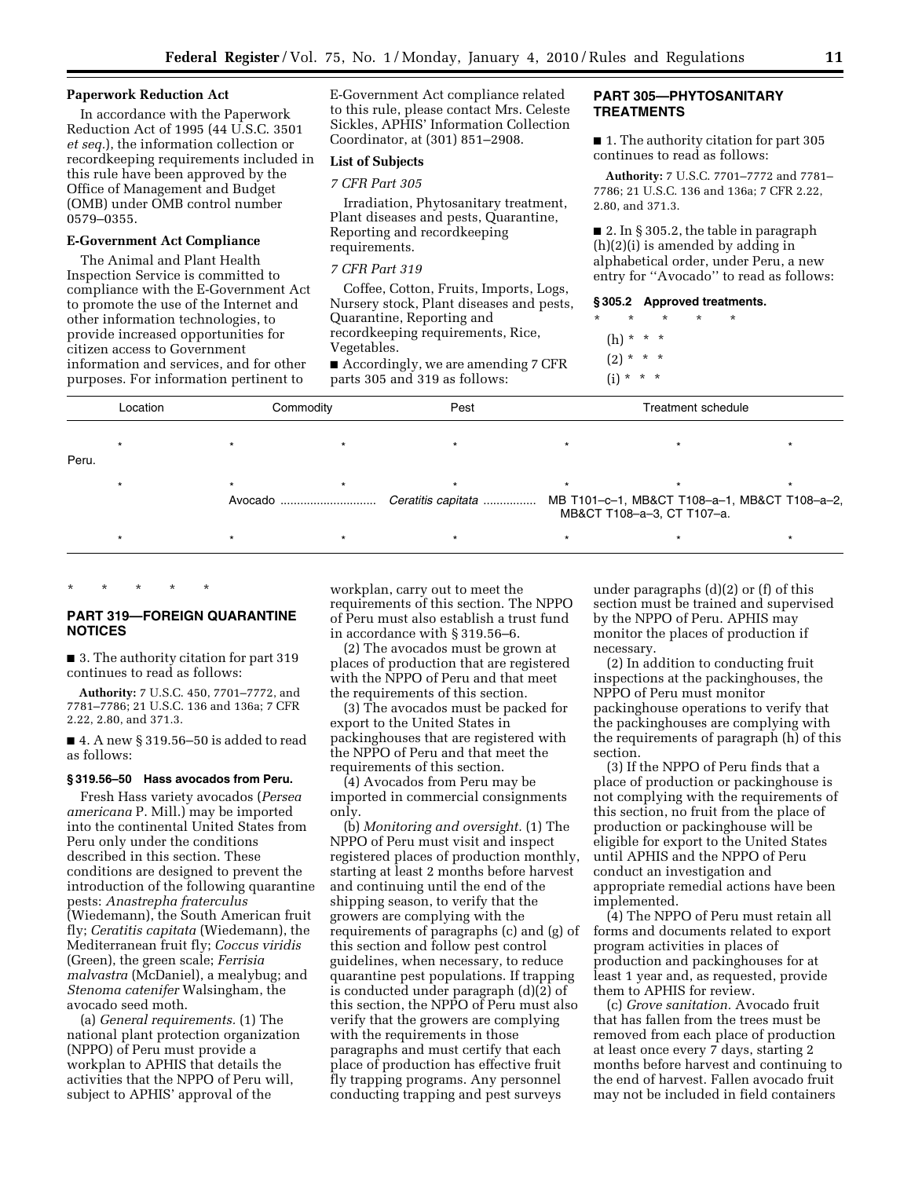**Paperwork Reduction Act**

In accordance with the Paperwork Reduction Act of 1995 (44 U.S.C. 3501 *et seq.*), the information collection or recordkeeping requirements included in this rule have been approved by the Office of Management and Budget (OMB) under OMB control number 0579–0355.

**E-Government Act Compliance**

The Animal and Plant Health Inspection Service is committed to compliance with the E-Government Act to promote the use of the Internet and other information technologies, to provide increased opportunities for citizen access to Government information and services, and for other purposes. For information pertinent to E-Government Act compliance related to this rule, please contact Mrs. Celeste Sickles, APHIS' Information Collection Coordinator, at (301) 851–2908.

**List of Subjects**

*7 CFR Part 305*

Irradiation, Phytosanitary treatment, Plant diseases and pests, Quarantine, Reporting and recordkeeping requirements.

*7 CFR Part 319*

Coffee, Cotton, Fruits, Imports, Logs, Nursery stock, Plant diseases and pests, Quarantine, Reporting and recordkeeping requirements, Rice, Vegetables.

■ Accordingly, we are amending 7 CFR parts 305 and 319 as follows:

**PART 305—PHYTOSANITARY TREATMENTS**

■ 1. The authority citation for part 305 continues to read as follows:

**Authority:** 7 U.S.C. 7701–7772 and 7781–7786; 21 U.S.C. 136 and 136a; 7 CFR 2.22, 2.80, and 371.3.

■ 2. In § 305.2, the table in paragraph (h)(2)(i) is amended by adding in alphabetical order, under Peru, a new entry for "Avocado" to read as follows:

**§ 305.2 Approved treatments.**

\* \* \* \* \*

(h) \* \* \*

(2) \* \* \*

(i) \* \* \*

| Location | Commodity | Pest | Treatment schedule |
|---|---|---|---|
| \* \* | \* \* | \* \* | \* |
| Peru. | | | |
| \* \* | \* \* | \* \* | \* |
| | Avocado | *Ceratitis capitata* | MB T101–c–1, MB&CT T108–a–1, MB&CT T108–a–2, MB&CT T108–a–3, CT T107–a. |
| \* \* | \* \* | \* \* | \* |

\* \* \* \* \*

**PART 319—FOREIGN QUARANTINE NOTICES**

■ 3. The authority citation for part 319 continues to read as follows:

**Authority:** 7 U.S.C. 450, 7701–7772, and 7781–7786; 21 U.S.C. 136 and 136a; 7 CFR 2.22, 2.80, and 371.3.

■ 4. A new § 319.56–50 is added to read as follows:

**§ 319.56–50 Hass avocados from Peru.**

Fresh Hass variety avocados (*Persea americana* P. Mill.) may be imported into the continental United States from Peru only under the conditions described in this section. These conditions are designed to prevent the introduction of the following quarantine pests: *Anastrepha fraterculus* (Wiedemann), the South American fruit fly; *Ceratitis capitata* (Wiedemann), the Mediterranean fruit fly; *Coccus viridis* (Green), the green scale; *Ferrisia malvastra* (McDaniel), a mealybug; and *Stenoma catenifer* Walsingham, the avocado seed moth.

(a) *General requirements.* (1) The national plant protection organization (NPPO) of Peru must provide a workplan to APHIS that details the activities that the NPPO of Peru will, subject to APHIS' approval of the workplan, carry out to meet the requirements of this section. The NPPO of Peru must also establish a trust fund in accordance with § 319.56–6.

(2) The avocados must be grown at places of production that are registered with the NPPO of Peru and that meet the requirements of this section.

(3) The avocados must be packed for export to the United States in packinghouses that are registered with the NPPO of Peru and that meet the requirements of this section.

(4) Avocados from Peru may be imported in commercial consignments only.

(b) *Monitoring and oversight.* (1) The NPPO of Peru must visit and inspect registered places of production monthly, starting at least 2 months before harvest and continuing until the end of the shipping season, to verify that the growers are complying with the requirements of paragraphs (c) and (g) of this section and follow pest control guidelines, when necessary, to reduce quarantine pest populations. If trapping is conducted under paragraph (d)(2) of this section, the NPPO of Peru must also verify that the growers are complying with the requirements in those paragraphs and must certify that each place of production has effective fruit fly trapping programs. Any personnel conducting trapping and pest surveys under paragraphs (d)(2) or (f) of this section must be trained and supervised by the NPPO of Peru. APHIS may monitor the places of production if necessary.

(2) In addition to conducting fruit inspections at the packinghouses, the NPPO of Peru must monitor packinghouse operations to verify that the packinghouses are complying with the requirements of paragraph (h) of this section.

(3) If the NPPO of Peru finds that a place of production or packinghouse is not complying with the requirements of this section, no fruit from the place of production or packinghouse will be eligible for export to the United States until APHIS and the NPPO of Peru conduct an investigation and appropriate remedial actions have been implemented.

(4) The NPPO of Peru must retain all forms and documents related to export program activities in places of production and packinghouses for at least 1 year and, as requested, provide them to APHIS for review.

(c) *Grove sanitation.* Avocado fruit that has fallen from the trees must be removed from each place of production at least once every 7 days, starting 2 months before harvest and continuing to the end of harvest. Fallen avocado fruit may not be included in field containers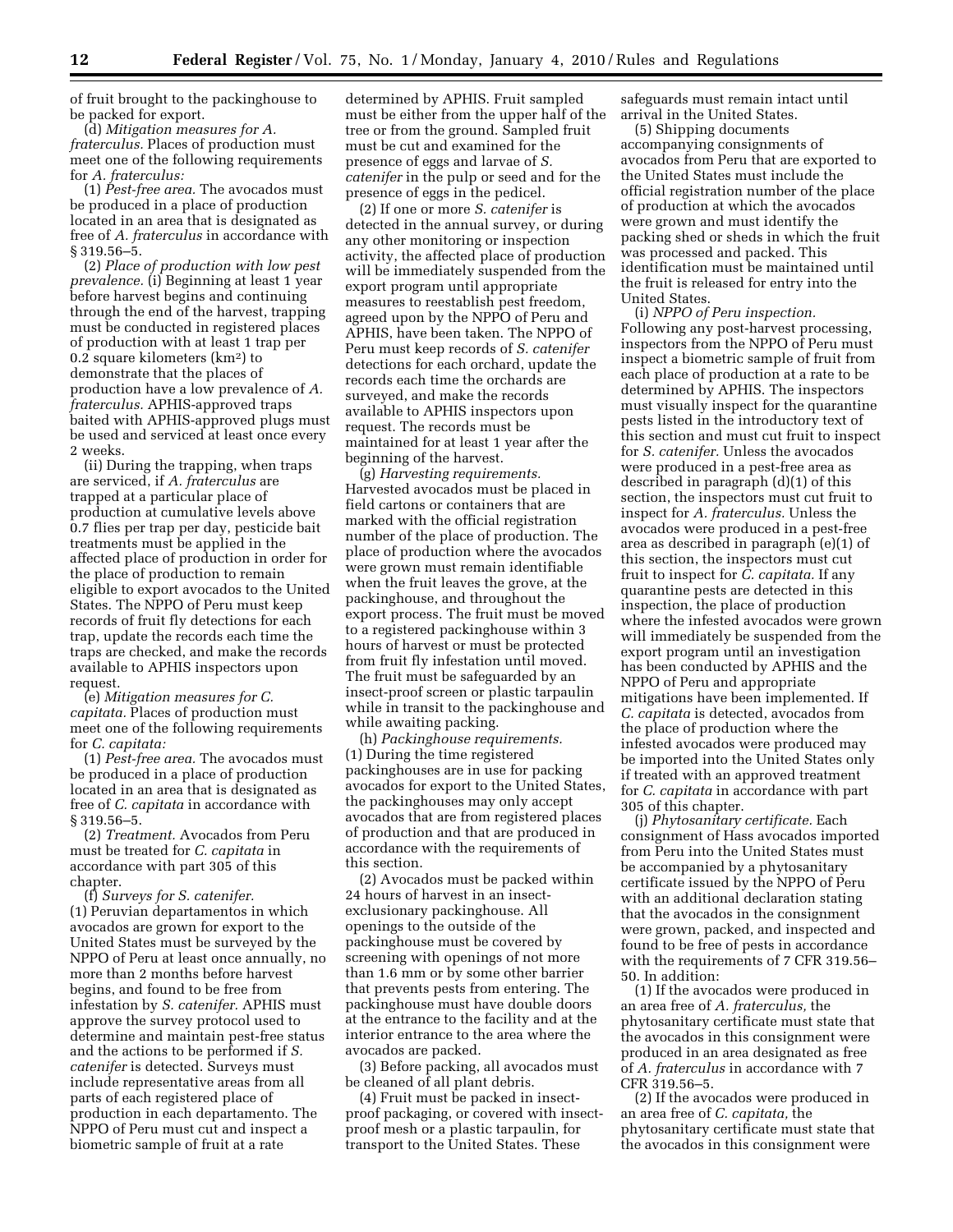of fruit brought to the packinghouse to be packed for export.

(d) *Mitigation measures for A. fraterculus.* Places of production must meet one of the following requirements for *A. fraterculus:*

(1) *Pest-free area.* The avocados must be produced in a place of production located in an area that is designated as free of *A. fraterculus* in accordance with § 319.56–5.

(2) *Place of production with low pest prevalence.* (i) Beginning at least 1 year before harvest begins and continuing through the end of the harvest, trapping must be conducted in registered places of production with at least 1 trap per 0.2 square kilometers ($km^2$) to demonstrate that the places of production have a low prevalence of *A. fraterculus.* APHIS-approved traps baited with APHIS-approved plugs must be used and serviced at least once every 2 weeks.

(ii) During the trapping, when traps are serviced, if *A. fraterculus* are trapped at a particular place of production at cumulative levels above 0.7 flies per trap per day, pesticide bait treatments must be applied in the affected place of production in order for the place of production to remain eligible to export avocados to the United States. The NPPO of Peru must keep records of fruit fly detections for each trap, update the records each time the traps are checked, and make the records available to APHIS inspectors upon request.

(e) *Mitigation measures for C. capitata.* Places of production must meet one of the following requirements for *C. capitata:*

(1) *Pest-free area.* The avocados must be produced in a place of production located in an area that is designated as free of *C. capitata* in accordance with § 319.56–5.

(2) *Treatment.* Avocados from Peru must be treated for *C. capitata* in accordance with part 305 of this chapter.

(f) *Surveys for S. catenifer.* (1) Peruvian departamentos in which avocados are grown for export to the United States must be surveyed by the NPPO of Peru at least once annually, no more than 2 months before harvest begins, and found to be free from infestation by *S. catenifer.* APHIS must approve the survey protocol used to determine and maintain pest-free status and the actions to be performed if *S. catenifer* is detected. Surveys must include representative areas from all parts of each registered place of production in each departamento. The NPPO of Peru must cut and inspect a biometric sample of fruit at a rate determined by APHIS. Fruit sampled must be either from the upper half of the tree or from the ground. Sampled fruit must be cut and examined for the presence of eggs and larvae of *S. catenifer* in the pulp or seed and for the presence of eggs in the pedicel.

(2) If one or more *S. catenifer* is detected in the annual survey, or during any other monitoring or inspection activity, the affected place of production will be immediately suspended from the export program until appropriate measures to reestablish pest freedom, agreed upon by the NPPO of Peru and APHIS, have been taken. The NPPO of Peru must keep records of *S. catenifer* detections for each orchard, update the records each time the orchards are surveyed, and make the records available to APHIS inspectors upon request. The records must be maintained for at least 1 year after the beginning of the harvest.

(g) *Harvesting requirements.* Harvested avocados must be placed in field cartons or containers that are marked with the official registration number of the place of production. The place of production where the avocados were grown must remain identifiable when the fruit leaves the grove, at the packinghouse, and throughout the export process. The fruit must be moved to a registered packinghouse within 3 hours of harvest or must be protected from fruit fly infestation until moved. The fruit must be safeguarded by an insect-proof screen or plastic tarpaulin while in transit to the packinghouse and while awaiting packing.

(h) *Packinghouse requirements.* (1) During the time registered packinghouses are in use for packing avocados for export to the United States, the packinghouses may only accept avocados that are from registered places of production and that are produced in accordance with the requirements of this section.

(2) Avocados must be packed within 24 hours of harvest in an insect-exclusionary packinghouse. All openings to the outside of the packinghouse must be covered by screening with openings of not more than 1.6 mm or by some other barrier that prevents pests from entering. The packinghouse must have double doors at the entrance to the facility and at the interior entrance to the area where the avocados are packed.

(3) Before packing, all avocados must be cleaned of all plant debris.

(4) Fruit must be packed in insect-proof packaging, or covered with insect-proof mesh or a plastic tarpaulin, for transport to the United States. These safeguards must remain intact until arrival in the United States.

(5) Shipping documents accompanying consignments of avocados from Peru that are exported to the United States must include the official registration number of the place of production at which the avocados were grown and must identify the packing shed or sheds in which the fruit was processed and packed. This identification must be maintained until the fruit is released for entry into the United States.

(i) *NPPO of Peru inspection.* Following any post-harvest processing, inspectors from the NPPO of Peru must inspect a biometric sample of fruit from each place of production at a rate to be determined by APHIS. The inspectors must visually inspect for the quarantine pests listed in the introductory text of this section and must cut fruit to inspect for *S. catenifer.* Unless the avocados were produced in a pest-free area as described in paragraph (d)(1) of this section, the inspectors must cut fruit to inspect for *A. fraterculus.* Unless the avocados were produced in a pest-free area as described in paragraph (e)(1) of this section, the inspectors must cut fruit to inspect for *C. capitata.* If any quarantine pests are detected in this inspection, the place of production where the infested avocados were grown will immediately be suspended from the export program until an investigation has been conducted by APHIS and the NPPO of Peru and appropriate mitigations have been implemented. If *C. capitata* is detected, avocados from the place of production where the infested avocados were produced may be imported into the United States only if treated with an approved treatment for *C. capitata* in accordance with part 305 of this chapter.

(j) *Phytosanitary certificate.* Each consignment of Hass avocados imported from Peru into the United States must be accompanied by a phytosanitary certificate issued by the NPPO of Peru with an additional declaration stating that the avocados in the consignment were grown, packed, and inspected and found to be free of pests in accordance with the requirements of 7 CFR 319.56–50. In addition:

(1) If the avocados were produced in an area free of *A. fraterculus,* the phytosanitary certificate must state that the avocados in this consignment were produced in an area designated as free of *A. fraterculus* in accordance with 7 CFR 319.56–5.

(2) If the avocados were produced in an area free of *C. capitata,* the phytosanitary certificate must state that the avocados in this consignment were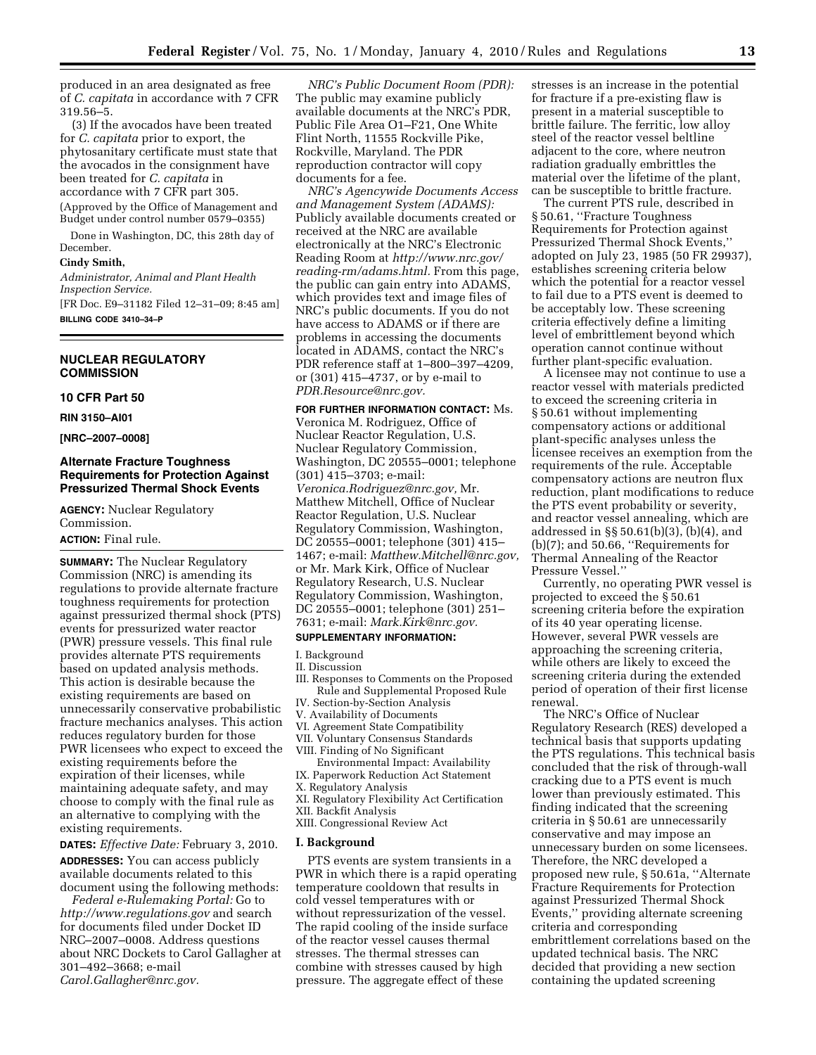produced in an area designated as free of *C. capitata* in accordance with 7 CFR 319.56–5.

(3) If the avocados have been treated for *C. capitata* prior to export, the phytosanitary certificate must state that the avocados in the consignment have been treated for *C. capitata* in accordance with 7 CFR part 305.

(Approved by the Office of Management and Budget under control number 0579–0355)

Done in Washington, DC, this 28th day of December.

**Cindy Smith,**

*Administrator, Animal and Plant Health Inspection Service.*

[FR Doc. E9–31182 Filed 12–31–09; 8:45 am]

**BILLING CODE 3410–34–P**

---

## NUCLEAR REGULATORY COMMISSION

### 10 CFR Part 50

**RIN 3150–AI01**

**[NRC–2007–0008]**

### Alternate Fracture Toughness Requirements for Protection Against Pressurized Thermal Shock Events

**AGENCY:** Nuclear Regulatory Commission.

**ACTION:** Final rule.

**SUMMARY:** The Nuclear Regulatory Commission (NRC) is amending its regulations to provide alternate fracture toughness requirements for protection against pressurized thermal shock (PTS) events for pressurized water reactor (PWR) pressure vessels. This final rule provides alternate PTS requirements based on updated analysis methods. This action is desirable because the existing requirements are based on unnecessarily conservative probabilistic fracture mechanics analyses. This action reduces regulatory burden for those PWR licensees who expect to exceed the existing requirements before the expiration of their licenses, while maintaining adequate safety, and may choose to comply with the final rule as an alternative to complying with the existing requirements.

**DATES:** *Effective Date:* February 3, 2010.

**ADDRESSES:** You can access publicly available documents related to this document using the following methods:

*Federal e-Rulemaking Portal:* Go to *http://www.regulations.gov* and search for documents filed under Docket ID NRC–2007–0008. Address questions about NRC Dockets to Carol Gallagher at 301–492–3668; e-mail *Carol.Gallagher@nrc.gov.*

*NRC's Public Document Room (PDR):* The public may examine publicly available documents at the NRC's PDR, Public File Area O1–F21, One White Flint North, 11555 Rockville Pike, Rockville, Maryland. The PDR reproduction contractor will copy documents for a fee.

*NRC's Agencywide Documents Access and Management System (ADAMS):* Publicly available documents created or received at the NRC are available electronically at the NRC's Electronic Reading Room at *http://www.nrc.gov/reading-rm/adams.html.* From this page, the public can gain entry into ADAMS, which provides text and image files of NRC's public documents. If you do not have access to ADAMS or if there are problems in accessing the documents located in ADAMS, contact the NRC's PDR reference staff at 1–800–397–4209, or (301) 415–4737, or by e-mail to *PDR.Resource@nrc.gov.*

**FOR FURTHER INFORMATION CONTACT:** Ms. Veronica M. Rodriguez, Office of Nuclear Reactor Regulation, U.S. Nuclear Regulatory Commission, Washington, DC 20555–0001; telephone (301) 415–3703; e-mail: *Veronica.Rodriguez@nrc.gov,* Mr. Matthew Mitchell, Office of Nuclear Reactor Regulation, U.S. Nuclear Regulatory Commission, Washington, DC 20555–0001; telephone (301) 415–1467; e-mail: *Matthew.Mitchell@nrc.gov,* or Mr. Mark Kirk, Office of Nuclear Regulatory Research, U.S. Nuclear Regulatory Commission, Washington, DC 20555–0001; telephone (301) 251–7631; e-mail: *Mark.Kirk@nrc.gov.*

**SUPPLEMENTARY INFORMATION:**

I. Background
II. Discussion
III. Responses to Comments on the Proposed Rule and Supplemental Proposed Rule
IV. Section-by-Section Analysis
V. Availability of Documents
VI. Agreement State Compatibility
VII. Voluntary Consensus Standards
VIII. Finding of No Significant Environmental Impact: Availability
IX. Paperwork Reduction Act Statement
X. Regulatory Analysis
XI. Regulatory Flexibility Act Certification
XII. Backfit Analysis
XIII. Congressional Review Act

#### I. Background

PTS events are system transients in a PWR in which there is a rapid operating temperature cooldown that results in cold vessel temperatures with or without repressurization of the vessel. The rapid cooling of the inside surface of the reactor vessel causes thermal stresses. The thermal stresses can combine with stresses caused by high pressure. The aggregate effect of these stresses is an increase in the potential for fracture if a pre-existing flaw is present in a material susceptible to brittle failure. The ferritic, low alloy steel of the reactor vessel beltline adjacent to the core, where neutron radiation gradually embrittles the material over the lifetime of the plant, can be susceptible to brittle fracture.

The current PTS rule, described in § 50.61, "Fracture Toughness Requirements for Protection against Pressurized Thermal Shock Events," adopted on July 23, 1985 (50 FR 29937), establishes screening criteria below which the potential for a reactor vessel to fail due to a PTS event is deemed to be acceptably low. These screening criteria effectively define a limiting level of embrittlement beyond which operation cannot continue without further plant-specific evaluation.

A licensee may not continue to use a reactor vessel with materials predicted to exceed the screening criteria in § 50.61 without implementing compensatory actions or additional plant-specific analyses unless the licensee receives an exemption from the requirements of the rule. Acceptable compensatory actions are neutron flux reduction, plant modifications to reduce the PTS event probability or severity, and reactor vessel annealing, which are addressed in §§ 50.61(b)(3), (b)(4), and (b)(7); and 50.66, "Requirements for Thermal Annealing of the Reactor Pressure Vessel."

Currently, no operating PWR vessel is projected to exceed the § 50.61 screening criteria before the expiration of its 40 year operating license. However, several PWR vessels are approaching the screening criteria, while others are likely to exceed the screening criteria during the extended period of operation of their first license renewal.

The NRC's Office of Nuclear Regulatory Research (RES) developed a technical basis that supports updating the PTS regulations. This technical basis concluded that the risk of through-wall cracking due to a PTS event is much lower than previously estimated. This finding indicated that the screening criteria in § 50.61 are unnecessarily conservative and may impose an unnecessary burden on some licensees. Therefore, the NRC developed a proposed new rule, § 50.61a, "Alternate Fracture Requirements for Protection against Pressurized Thermal Shock Events," providing alternate screening criteria and corresponding embrittlement correlations based on the updated technical basis. The NRC decided that providing a new section containing the updated screening